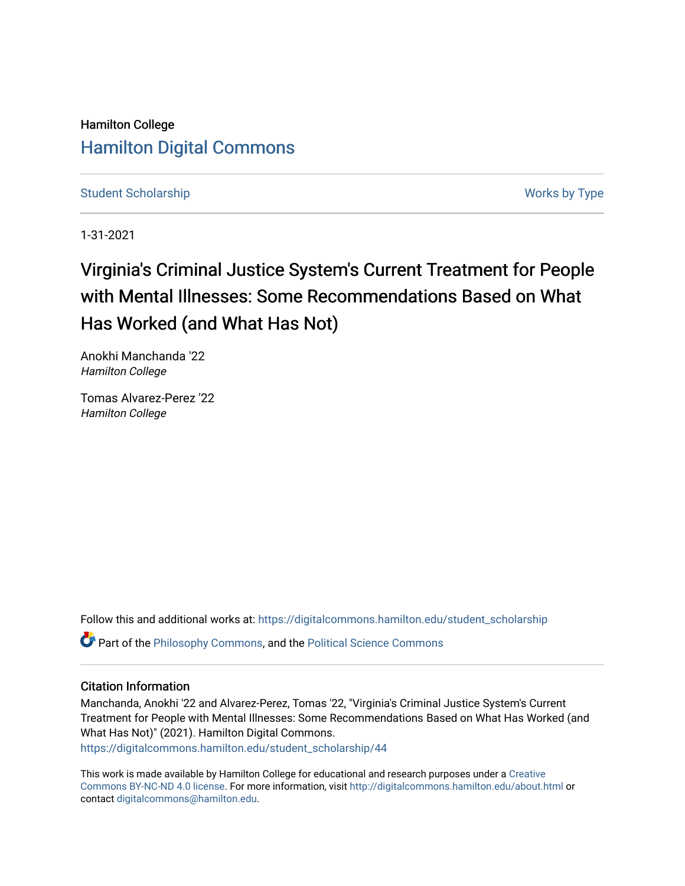Hamilton College

## Hamilton Digital Commons

Student Scholarship | Works by Type

1-31-2021

# Virginia's Criminal Justice System's Current Treatment for People with Mental Illnesses: Some Recommendations Based on What Has Worked (and What Has Not)

Anokhi Manchanda '22
*Hamilton College*

Tomas Alvarez-Perez '22
*Hamilton College*

Follow this and additional works at: https://digitalcommons.hamilton.edu/student_scholarship

Part of the Philosophy Commons, and the Political Science Commons

### Citation Information

Manchanda, Anokhi '22 and Alvarez-Perez, Tomas '22, "Virginia's Criminal Justice System's Current Treatment for People with Mental Illnesses: Some Recommendations Based on What Has Worked (and What Has Not)" (2021). Hamilton Digital Commons.
https://digitalcommons.hamilton.edu/student_scholarship/44

This work is made available by Hamilton College for educational and research purposes under a Creative Commons BY-NC-ND 4.0 license. For more information, visit http://digitalcommons.hamilton.edu/about.html or contact digitalcommons@hamilton.edu.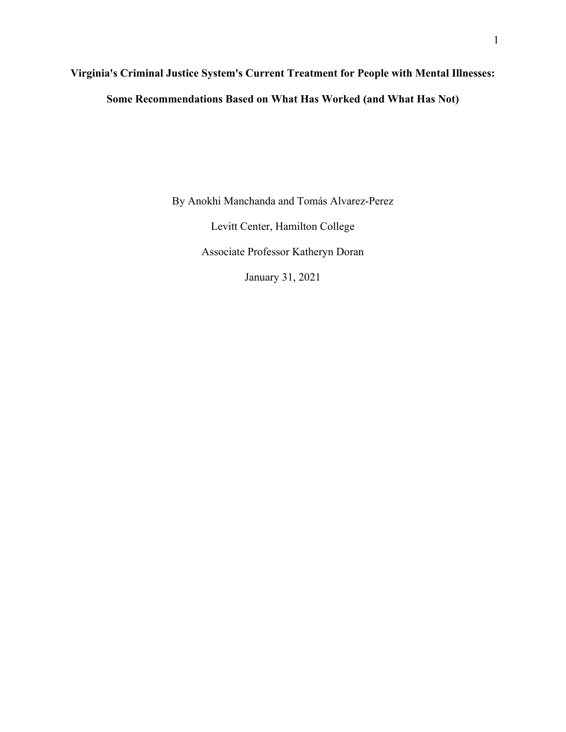# Virginia's Criminal Justice System's Current Treatment for People with Mental Illnesses: Some Recommendations Based on What Has Worked (and What Has Not)

By Anokhi Manchanda and Tomás Alvarez-Perez

Levitt Center, Hamilton College

Associate Professor Katheryn Doran

January 31, 2021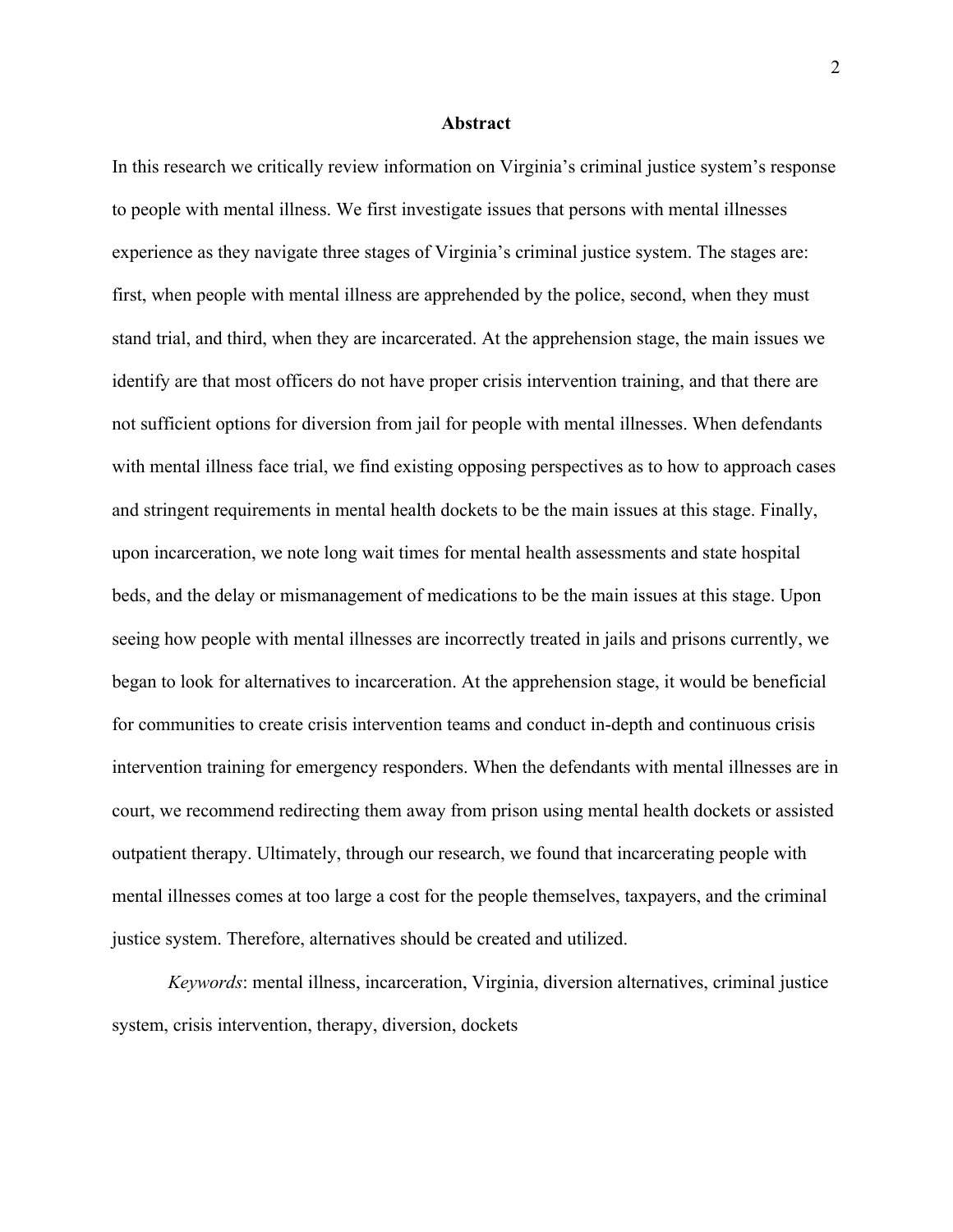## Abstract

In this research we critically review information on Virginia's criminal justice system's response to people with mental illness. We first investigate issues that persons with mental illnesses experience as they navigate three stages of Virginia's criminal justice system. The stages are: first, when people with mental illness are apprehended by the police, second, when they must stand trial, and third, when they are incarcerated. At the apprehension stage, the main issues we identify are that most officers do not have proper crisis intervention training, and that there are not sufficient options for diversion from jail for people with mental illnesses. When defendants with mental illness face trial, we find existing opposing perspectives as to how to approach cases and stringent requirements in mental health dockets to be the main issues at this stage. Finally, upon incarceration, we note long wait times for mental health assessments and state hospital beds, and the delay or mismanagement of medications to be the main issues at this stage. Upon seeing how people with mental illnesses are incorrectly treated in jails and prisons currently, we began to look for alternatives to incarceration. At the apprehension stage, it would be beneficial for communities to create crisis intervention teams and conduct in-depth and continuous crisis intervention training for emergency responders. When the defendants with mental illnesses are in court, we recommend redirecting them away from prison using mental health dockets or assisted outpatient therapy. Ultimately, through our research, we found that incarcerating people with mental illnesses comes at too large a cost for the people themselves, taxpayers, and the criminal justice system. Therefore, alternatives should be created and utilized.

*Keywords*: mental illness, incarceration, Virginia, diversion alternatives, criminal justice system, crisis intervention, therapy, diversion, dockets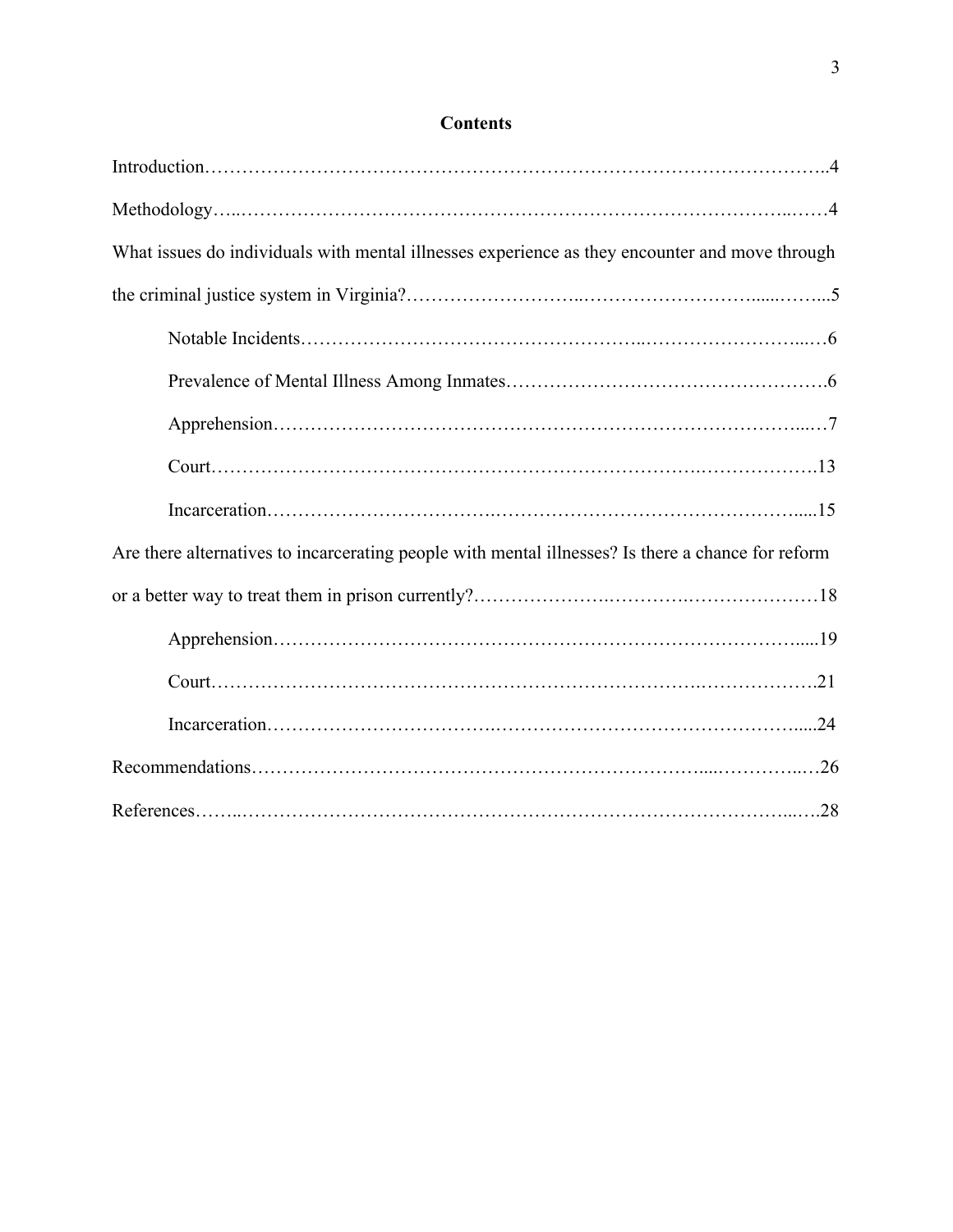# Contents

Introduction……………………………………………………………………………………..4

Methodology…..……………………………………………….…………………………..……4

What issues do individuals with mental illnesses experience as they encounter and move through the criminal justice system in Virginia?……………………...………………………......……...5

- Notable Incidents……………………………………………..……………………...…6
- Prevalence of Mental Illness Among Inmates………………………………………….6
- Apprehension…………………………………………………………………….....…7
- Court……………………………………………………………….……………….13
- Incarceration…………………………….……………………………………….....15

Are there alternatives to incarcerating people with mental illnesses? Is there a chance for reform or a better way to treat them in prison currently?………………….………….…………………18

- Apprehension……………………………………………………………………......19
- Court……………………………………………………………….……………….21
- Incarceration…………………………….……………………………………….....24

Recommendations……………………………………………………………....…………..…26

References……..……………………………………………………………………...….28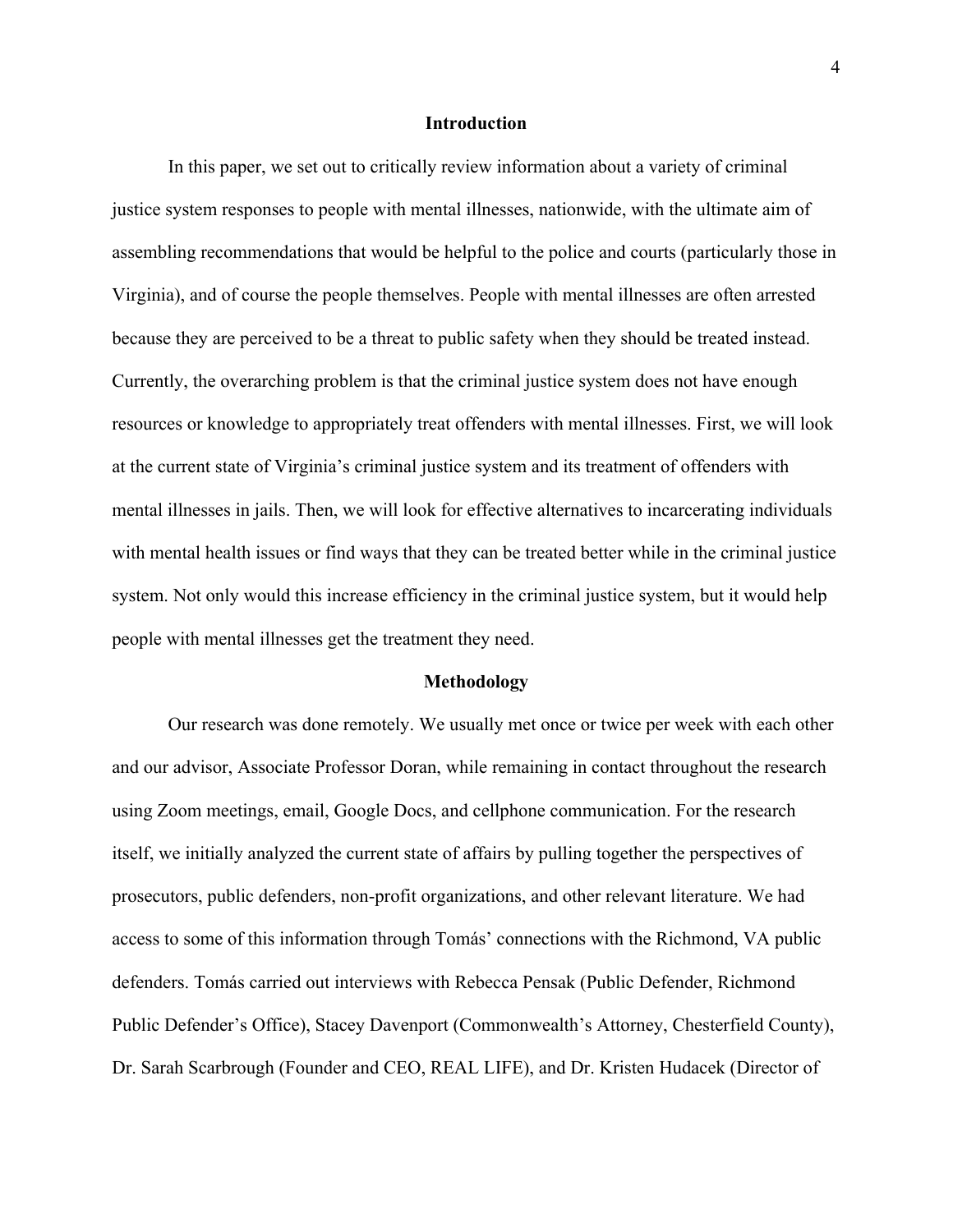## Introduction

In this paper, we set out to critically review information about a variety of criminal justice system responses to people with mental illnesses, nationwide, with the ultimate aim of assembling recommendations that would be helpful to the police and courts (particularly those in Virginia), and of course the people themselves. People with mental illnesses are often arrested because they are perceived to be a threat to public safety when they should be treated instead. Currently, the overarching problem is that the criminal justice system does not have enough resources or knowledge to appropriately treat offenders with mental illnesses. First, we will look at the current state of Virginia's criminal justice system and its treatment of offenders with mental illnesses in jails. Then, we will look for effective alternatives to incarcerating individuals with mental health issues or find ways that they can be treated better while in the criminal justice system. Not only would this increase efficiency in the criminal justice system, but it would help people with mental illnesses get the treatment they need.

## Methodology

Our research was done remotely. We usually met once or twice per week with each other and our advisor, Associate Professor Doran, while remaining in contact throughout the research using Zoom meetings, email, Google Docs, and cellphone communication. For the research itself, we initially analyzed the current state of affairs by pulling together the perspectives of prosecutors, public defenders, non-profit organizations, and other relevant literature. We had access to some of this information through Tomás' connections with the Richmond, VA public defenders. Tomás carried out interviews with Rebecca Pensak (Public Defender, Richmond Public Defender's Office), Stacey Davenport (Commonwealth's Attorney, Chesterfield County), Dr. Sarah Scarbrough (Founder and CEO, REAL LIFE), and Dr. Kristen Hudacek (Director of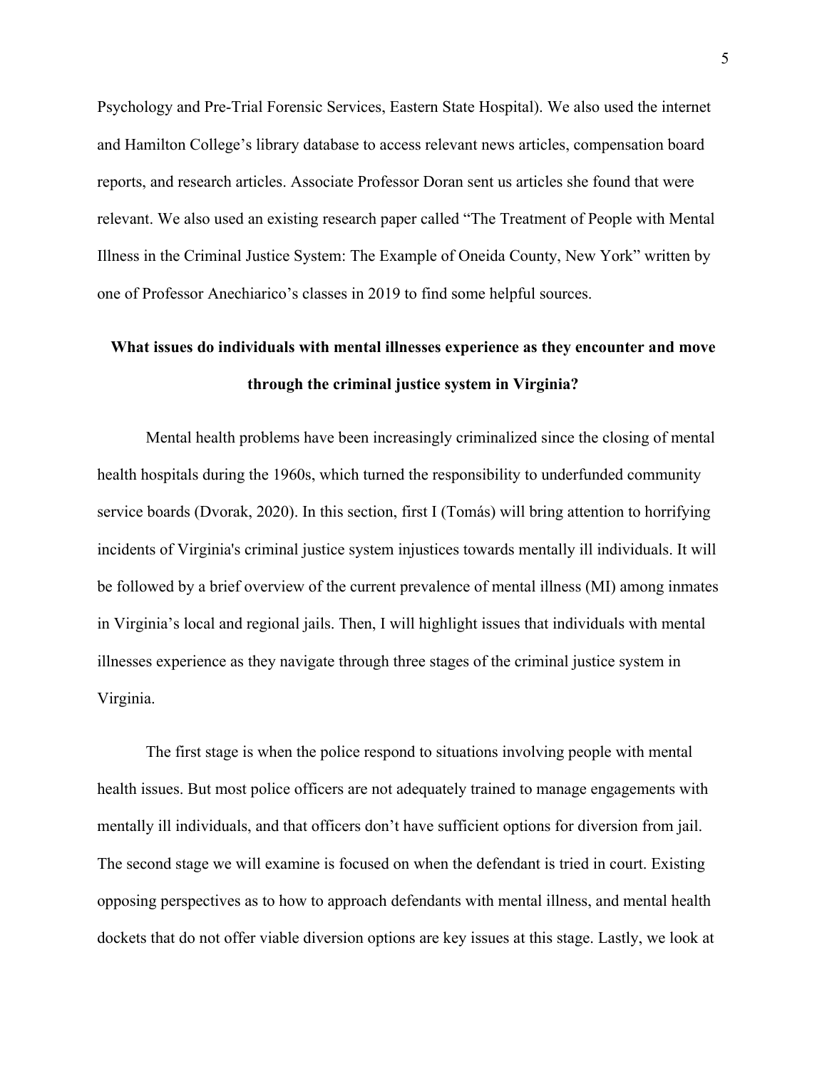Psychology and Pre-Trial Forensic Services, Eastern State Hospital). We also used the internet and Hamilton College's library database to access relevant news articles, compensation board reports, and research articles. Associate Professor Doran sent us articles she found that were relevant. We also used an existing research paper called "The Treatment of People with Mental Illness in the Criminal Justice System: The Example of Oneida County, New York" written by one of Professor Anechiarico's classes in 2019 to find some helpful sources.

## What issues do individuals with mental illnesses experience as they encounter and move through the criminal justice system in Virginia?

Mental health problems have been increasingly criminalized since the closing of mental health hospitals during the 1960s, which turned the responsibility to underfunded community service boards (Dvorak, 2020). In this section, first I (Tomás) will bring attention to horrifying incidents of Virginia's criminal justice system injustices towards mentally ill individuals. It will be followed by a brief overview of the current prevalence of mental illness (MI) among inmates in Virginia's local and regional jails. Then, I will highlight issues that individuals with mental illnesses experience as they navigate through three stages of the criminal justice system in Virginia.

The first stage is when the police respond to situations involving people with mental health issues. But most police officers are not adequately trained to manage engagements with mentally ill individuals, and that officers don't have sufficient options for diversion from jail. The second stage we will examine is focused on when the defendant is tried in court. Existing opposing perspectives as to how to approach defendants with mental illness, and mental health dockets that do not offer viable diversion options are key issues at this stage. Lastly, we look at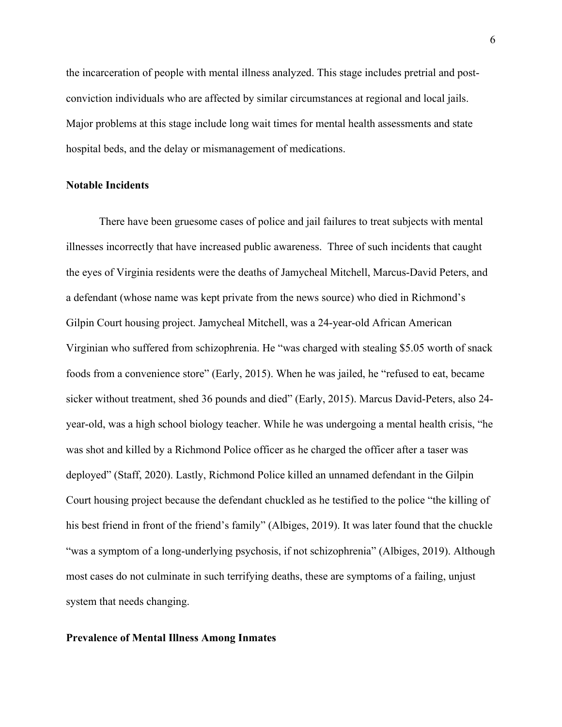the incarceration of people with mental illness analyzed. This stage includes pretrial and post-conviction individuals who are affected by similar circumstances at regional and local jails. Major problems at this stage include long wait times for mental health assessments and state hospital beds, and the delay or mismanagement of medications.

**Notable Incidents**

There have been gruesome cases of police and jail failures to treat subjects with mental illnesses incorrectly that have increased public awareness.  Three of such incidents that caught the eyes of Virginia residents were the deaths of Jamycheal Mitchell, Marcus-David Peters, and a defendant (whose name was kept private from the news source) who died in Richmond's Gilpin Court housing project. Jamycheal Mitchell, was a 24-year-old African American Virginian who suffered from schizophrenia. He "was charged with stealing $5.05 worth of snack foods from a convenience store" (Early, 2015). When he was jailed, he "refused to eat, became sicker without treatment, shed 36 pounds and died" (Early, 2015). Marcus David-Peters, also 24-year-old, was a high school biology teacher. While he was undergoing a mental health crisis, "he was shot and killed by a Richmond Police officer as he charged the officer after a taser was deployed" (Staff, 2020). Lastly, Richmond Police killed an unnamed defendant in the Gilpin Court housing project because the defendant chuckled as he testified to the police "the killing of his best friend in front of the friend's family" (Albiges, 2019). It was later found that the chuckle "was a symptom of a long-underlying psychosis, if not schizophrenia" (Albiges, 2019). Although most cases do not culminate in such terrifying deaths, these are symptoms of a failing, unjust system that needs changing.

**Prevalence of Mental Illness Among Inmates**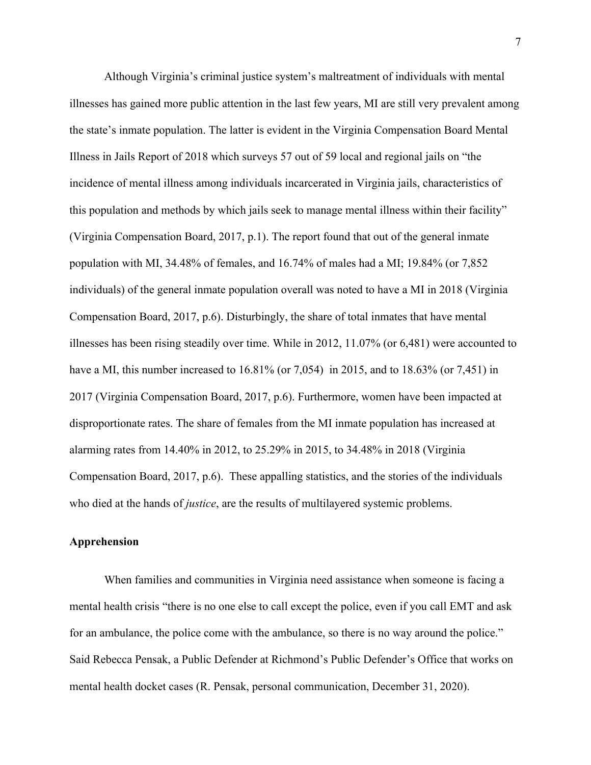Although Virginia's criminal justice system's maltreatment of individuals with mental illnesses has gained more public attention in the last few years, MI are still very prevalent among the state's inmate population. The latter is evident in the Virginia Compensation Board Mental Illness in Jails Report of 2018 which surveys 57 out of 59 local and regional jails on "the incidence of mental illness among individuals incarcerated in Virginia jails, characteristics of this population and methods by which jails seek to manage mental illness within their facility" (Virginia Compensation Board, 2017, p.1). The report found that out of the general inmate population with MI, 34.48% of females, and 16.74% of males had a MI; 19.84% (or 7,852 individuals) of the general inmate population overall was noted to have a MI in 2018 (Virginia Compensation Board, 2017, p.6). Disturbingly, the share of total inmates that have mental illnesses has been rising steadily over time. While in 2012, 11.07% (or 6,481) were accounted to have a MI, this number increased to 16.81% (or 7,054) in 2015, and to 18.63% (or 7,451) in 2017 (Virginia Compensation Board, 2017, p.6). Furthermore, women have been impacted at disproportionate rates. The share of females from the MI inmate population has increased at alarming rates from 14.40% in 2012, to 25.29% in 2015, to 34.48% in 2018 (Virginia Compensation Board, 2017, p.6). These appalling statistics, and the stories of the individuals who died at the hands of *justice*, are the results of multilayered systemic problems.

**Apprehension**

When families and communities in Virginia need assistance when someone is facing a mental health crisis "there is no one else to call except the police, even if you call EMT and ask for an ambulance, the police come with the ambulance, so there is no way around the police." Said Rebecca Pensak, a Public Defender at Richmond's Public Defender's Office that works on mental health docket cases (R. Pensak, personal communication, December 31, 2020).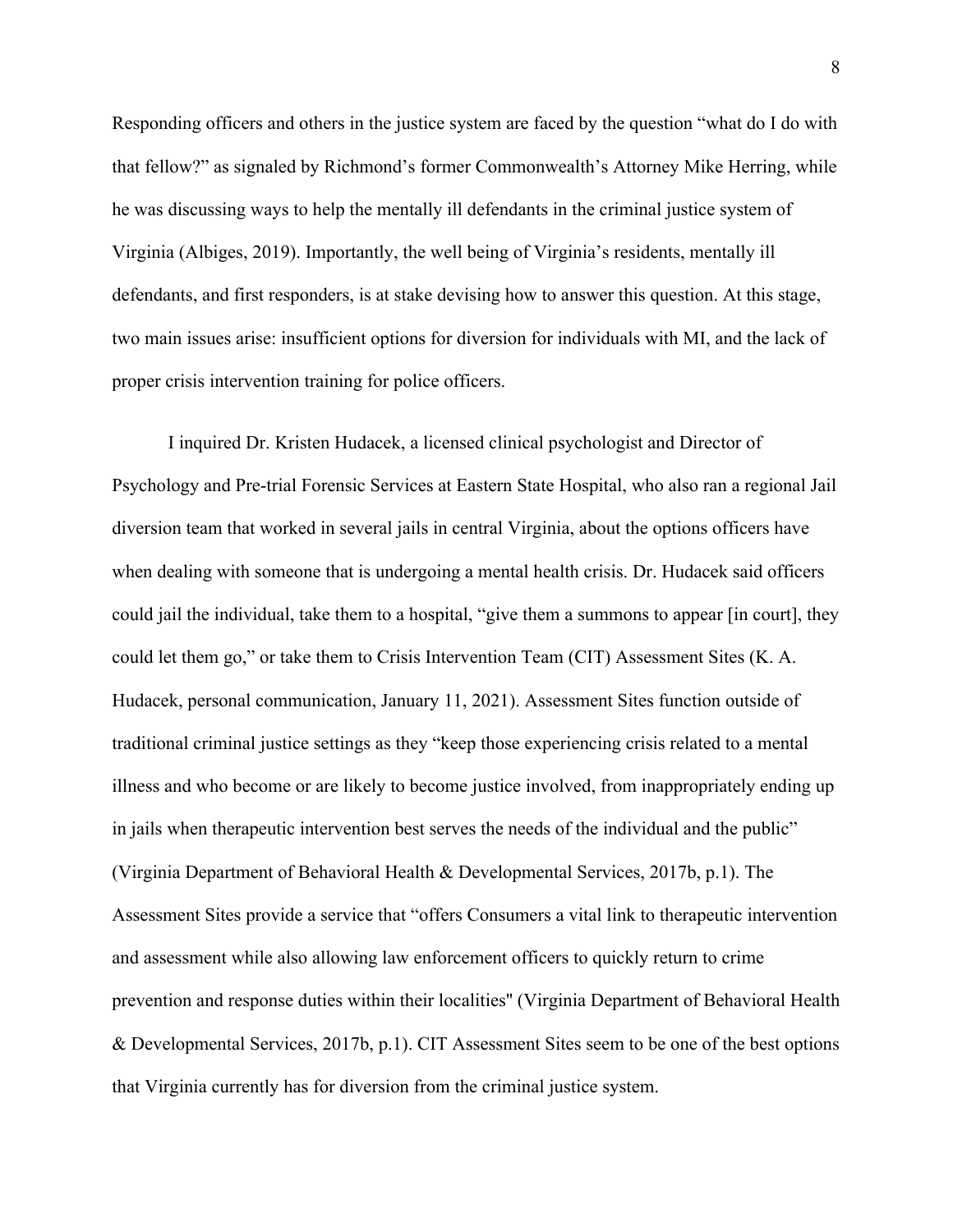Responding officers and others in the justice system are faced by the question "what do I do with that fellow?" as signaled by Richmond's former Commonwealth's Attorney Mike Herring, while he was discussing ways to help the mentally ill defendants in the criminal justice system of Virginia (Albiges, 2019). Importantly, the well being of Virginia's residents, mentally ill defendants, and first responders, is at stake devising how to answer this question. At this stage, two main issues arise: insufficient options for diversion for individuals with MI, and the lack of proper crisis intervention training for police officers.

I inquired Dr. Kristen Hudacek, a licensed clinical psychologist and Director of Psychology and Pre-trial Forensic Services at Eastern State Hospital, who also ran a regional Jail diversion team that worked in several jails in central Virginia, about the options officers have when dealing with someone that is undergoing a mental health crisis. Dr. Hudacek said officers could jail the individual, take them to a hospital, "give them a summons to appear [in court], they could let them go," or take them to Crisis Intervention Team (CIT) Assessment Sites (K. A. Hudacek, personal communication, January 11, 2021). Assessment Sites function outside of traditional criminal justice settings as they "keep those experiencing crisis related to a mental illness and who become or are likely to become justice involved, from inappropriately ending up in jails when therapeutic intervention best serves the needs of the individual and the public" (Virginia Department of Behavioral Health & Developmental Services, 2017b, p.1). The Assessment Sites provide a service that "offers Consumers a vital link to therapeutic intervention and assessment while also allowing law enforcement officers to quickly return to crime prevention and response duties within their localities" (Virginia Department of Behavioral Health & Developmental Services, 2017b, p.1). CIT Assessment Sites seem to be one of the best options that Virginia currently has for diversion from the criminal justice system.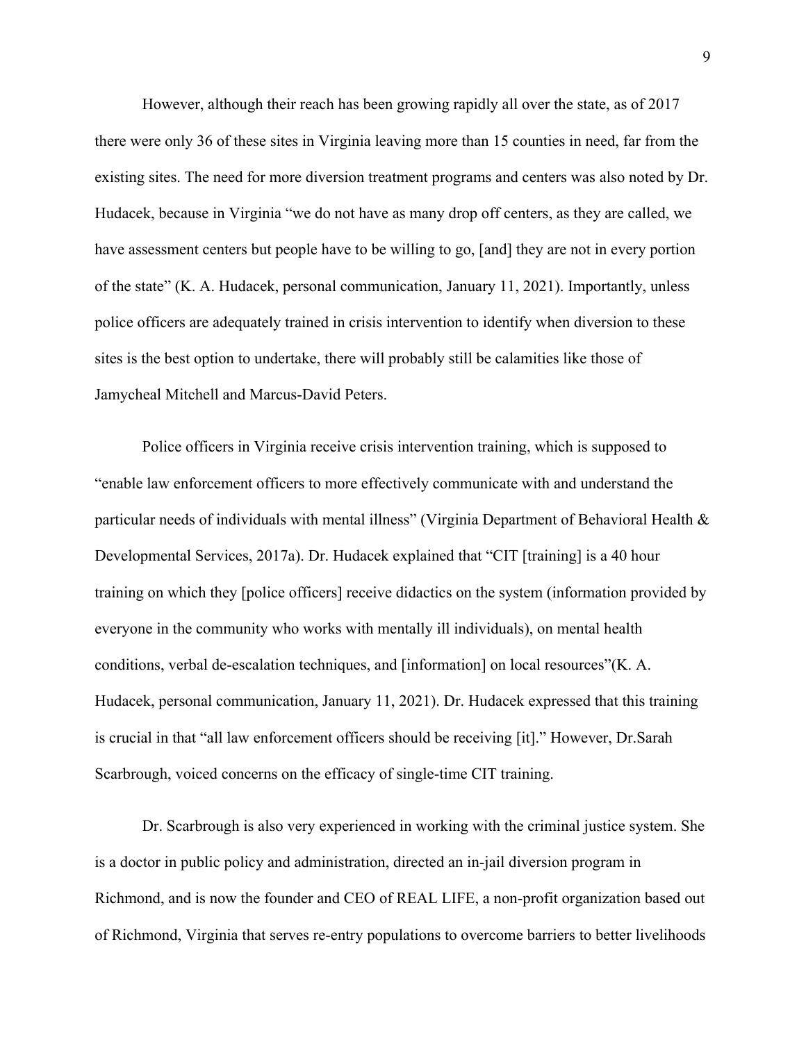However, although their reach has been growing rapidly all over the state, as of 2017 there were only 36 of these sites in Virginia leaving more than 15 counties in need, far from the existing sites. The need for more diversion treatment programs and centers was also noted by Dr. Hudacek, because in Virginia "we do not have as many drop off centers, as they are called, we have assessment centers but people have to be willing to go, [and] they are not in every portion of the state" (K. A. Hudacek, personal communication, January 11, 2021). Importantly, unless police officers are adequately trained in crisis intervention to identify when diversion to these sites is the best option to undertake, there will probably still be calamities like those of Jamycheal Mitchell and Marcus-David Peters.

Police officers in Virginia receive crisis intervention training, which is supposed to "enable law enforcement officers to more effectively communicate with and understand the particular needs of individuals with mental illness" (Virginia Department of Behavioral Health & Developmental Services, 2017a). Dr. Hudacek explained that "CIT [training] is a 40 hour training on which they [police officers] receive didactics on the system (information provided by everyone in the community who works with mentally ill individuals), on mental health conditions, verbal de-escalation techniques, and [information] on local resources"(K. A. Hudacek, personal communication, January 11, 2021). Dr. Hudacek expressed that this training is crucial in that "all law enforcement officers should be receiving [it]." However, Dr.Sarah Scarbrough, voiced concerns on the efficacy of single-time CIT training.

Dr. Scarbrough is also very experienced in working with the criminal justice system. She is a doctor in public policy and administration, directed an in-jail diversion program in Richmond, and is now the founder and CEO of REAL LIFE, a non-profit organization based out of Richmond, Virginia that serves re-entry populations to overcome barriers to better livelihoods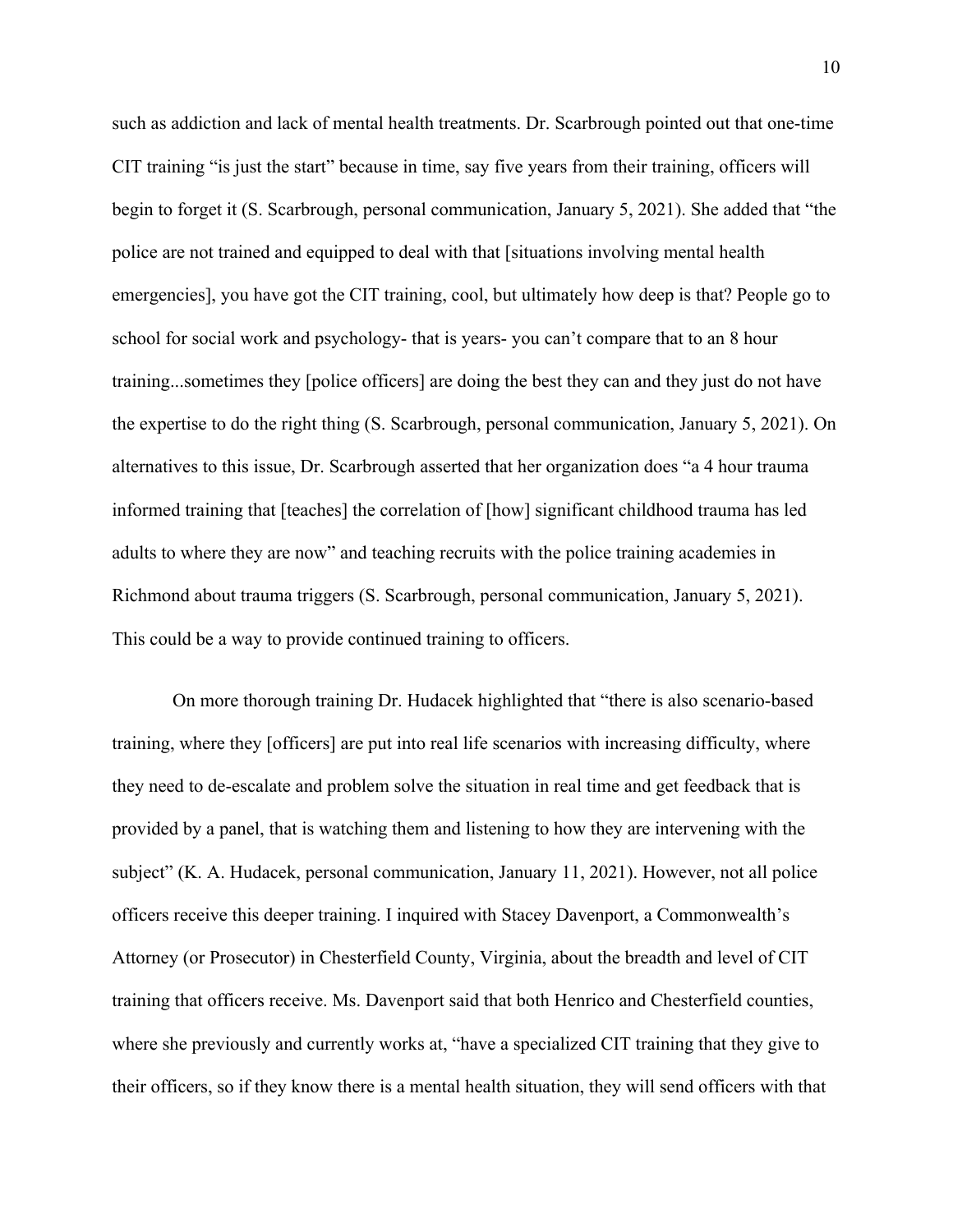such as addiction and lack of mental health treatments. Dr. Scarbrough pointed out that one-time CIT training "is just the start" because in time, say five years from their training, officers will begin to forget it (S. Scarbrough, personal communication, January 5, 2021). She added that "the police are not trained and equipped to deal with that [situations involving mental health emergencies], you have got the CIT training, cool, but ultimately how deep is that? People go to school for social work and psychology- that is years- you can't compare that to an 8 hour training...sometimes they [police officers] are doing the best they can and they just do not have the expertise to do the right thing (S. Scarbrough, personal communication, January 5, 2021). On alternatives to this issue, Dr. Scarbrough asserted that her organization does "a 4 hour trauma informed training that [teaches] the correlation of [how] significant childhood trauma has led adults to where they are now" and teaching recruits with the police training academies in Richmond about trauma triggers (S. Scarbrough, personal communication, January 5, 2021). This could be a way to provide continued training to officers.

On more thorough training Dr. Hudacek highlighted that "there is also scenario-based training, where they [officers] are put into real life scenarios with increasing difficulty, where they need to de-escalate and problem solve the situation in real time and get feedback that is provided by a panel, that is watching them and listening to how they are intervening with the subject" (K. A. Hudacek, personal communication, January 11, 2021). However, not all police officers receive this deeper training. I inquired with Stacey Davenport, a Commonwealth's Attorney (or Prosecutor) in Chesterfield County, Virginia, about the breadth and level of CIT training that officers receive. Ms. Davenport said that both Henrico and Chesterfield counties, where she previously and currently works at, "have a specialized CIT training that they give to their officers, so if they know there is a mental health situation, they will send officers with that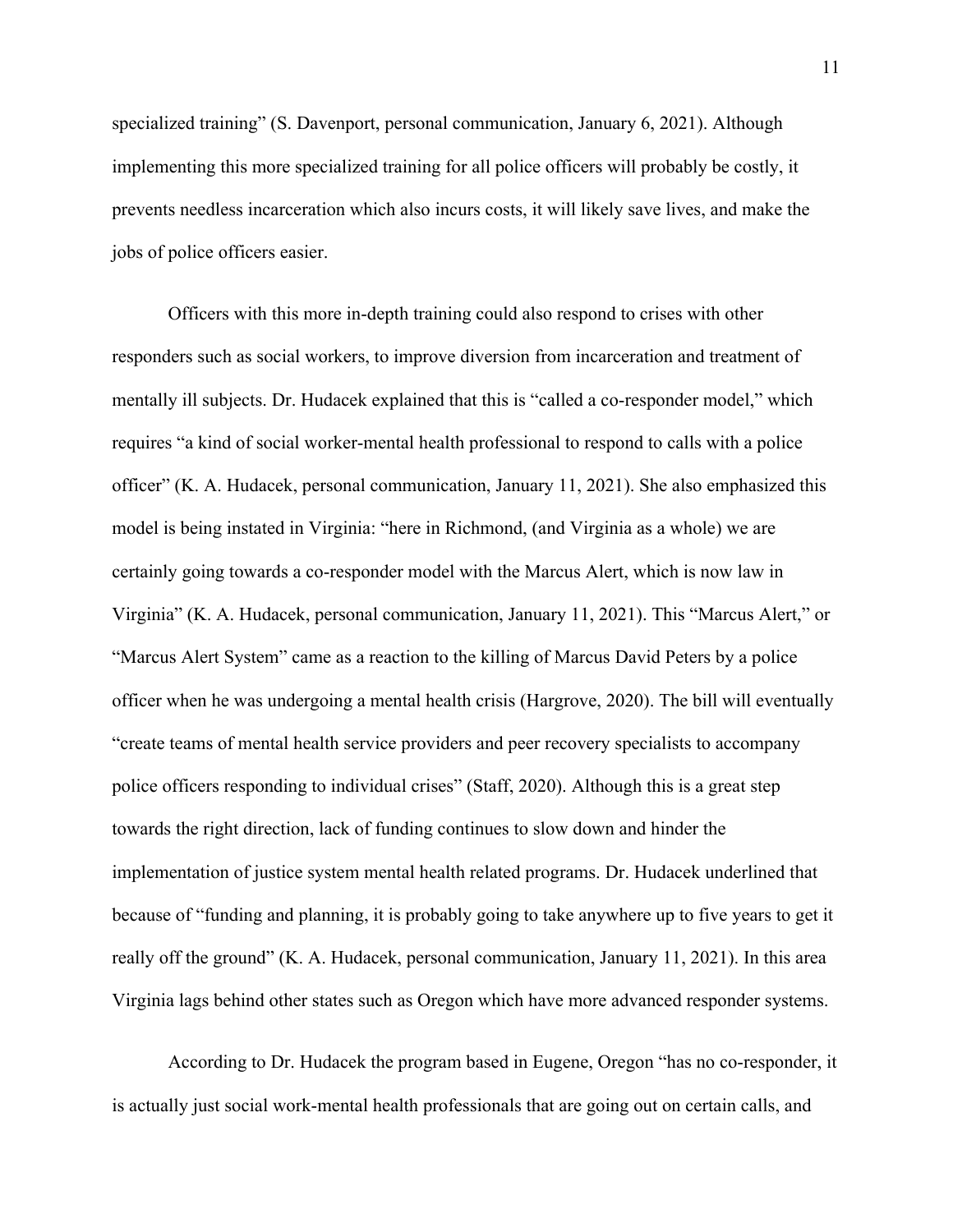specialized training" (S. Davenport, personal communication, January 6, 2021). Although implementing this more specialized training for all police officers will probably be costly, it prevents needless incarceration which also incurs costs, it will likely save lives, and make the jobs of police officers easier.

Officers with this more in-depth training could also respond to crises with other responders such as social workers, to improve diversion from incarceration and treatment of mentally ill subjects. Dr. Hudacek explained that this is "called a co-responder model," which requires "a kind of social worker-mental health professional to respond to calls with a police officer" (K. A. Hudacek, personal communication, January 11, 2021). She also emphasized this model is being instated in Virginia: "here in Richmond, (and Virginia as a whole) we are certainly going towards a co-responder model with the Marcus Alert, which is now law in Virginia" (K. A. Hudacek, personal communication, January 11, 2021). This "Marcus Alert," or "Marcus Alert System" came as a reaction to the killing of Marcus David Peters by a police officer when he was undergoing a mental health crisis (Hargrove, 2020). The bill will eventually "create teams of mental health service providers and peer recovery specialists to accompany police officers responding to individual crises" (Staff, 2020). Although this is a great step towards the right direction, lack of funding continues to slow down and hinder the implementation of justice system mental health related programs. Dr. Hudacek underlined that because of "funding and planning, it is probably going to take anywhere up to five years to get it really off the ground" (K. A. Hudacek, personal communication, January 11, 2021). In this area Virginia lags behind other states such as Oregon which have more advanced responder systems.

According to Dr. Hudacek the program based in Eugene, Oregon "has no co-responder, it is actually just social work-mental health professionals that are going out on certain calls, and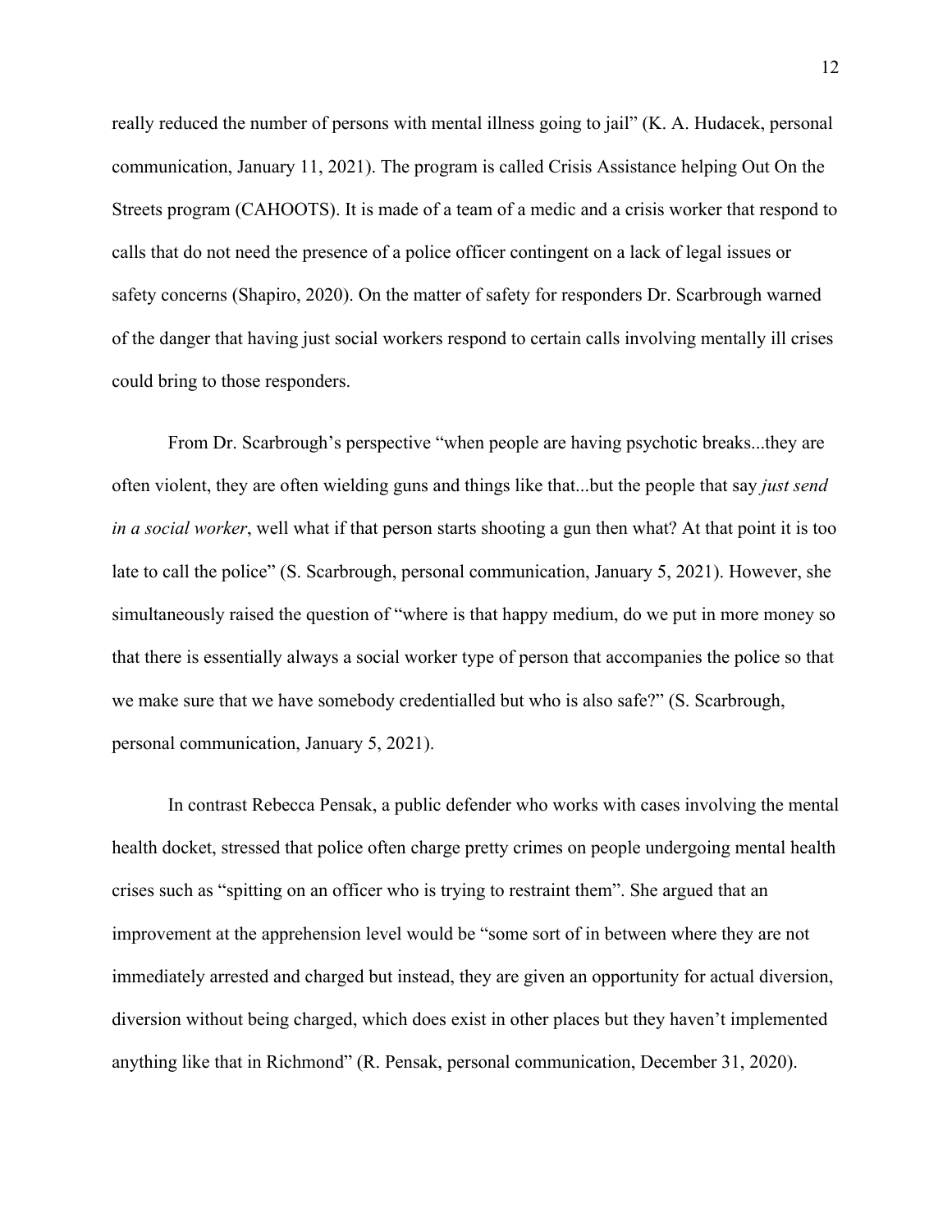really reduced the number of persons with mental illness going to jail" (K. A. Hudacek, personal communication, January 11, 2021). The program is called Crisis Assistance helping Out On the Streets program (CAHOOTS). It is made of a team of a medic and a crisis worker that respond to calls that do not need the presence of a police officer contingent on a lack of legal issues or safety concerns (Shapiro, 2020). On the matter of safety for responders Dr. Scarbrough warned of the danger that having just social workers respond to certain calls involving mentally ill crises could bring to those responders.

From Dr. Scarbrough's perspective "when people are having psychotic breaks...they are often violent, they are often wielding guns and things like that...but the people that say *just send in a social worker*, well what if that person starts shooting a gun then what? At that point it is too late to call the police" (S. Scarbrough, personal communication, January 5, 2021). However, she simultaneously raised the question of "where is that happy medium, do we put in more money so that there is essentially always a social worker type of person that accompanies the police so that we make sure that we have somebody credentialled but who is also safe?" (S. Scarbrough, personal communication, January 5, 2021).

In contrast Rebecca Pensak, a public defender who works with cases involving the mental health docket, stressed that police often charge pretty crimes on people undergoing mental health crises such as "spitting on an officer who is trying to restraint them". She argued that an improvement at the apprehension level would be "some sort of in between where they are not immediately arrested and charged but instead, they are given an opportunity for actual diversion, diversion without being charged, which does exist in other places but they haven't implemented anything like that in Richmond" (R. Pensak, personal communication, December 31, 2020).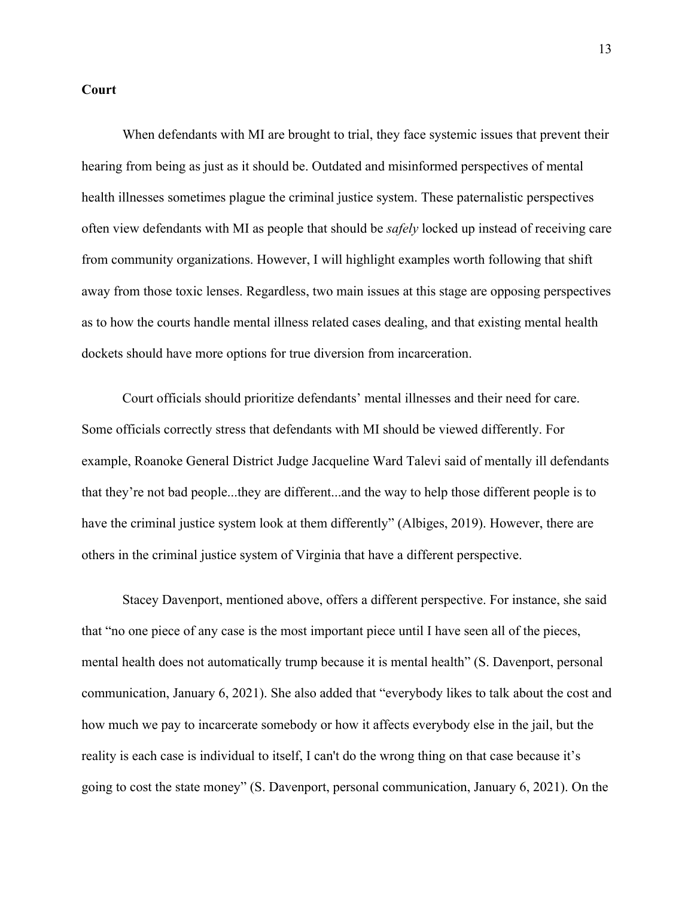**Court**

When defendants with MI are brought to trial, they face systemic issues that prevent their hearing from being as just as it should be. Outdated and misinformed perspectives of mental health illnesses sometimes plague the criminal justice system. These paternalistic perspectives often view defendants with MI as people that should be *safely* locked up instead of receiving care from community organizations. However, I will highlight examples worth following that shift away from those toxic lenses. Regardless, two main issues at this stage are opposing perspectives as to how the courts handle mental illness related cases dealing, and that existing mental health dockets should have more options for true diversion from incarceration.

Court officials should prioritize defendants' mental illnesses and their need for care. Some officials correctly stress that defendants with MI should be viewed differently. For example, Roanoke General District Judge Jacqueline Ward Talevi said of mentally ill defendants that they're not bad people...they are different...and the way to help those different people is to have the criminal justice system look at them differently" (Albiges, 2019). However, there are others in the criminal justice system of Virginia that have a different perspective.

Stacey Davenport, mentioned above, offers a different perspective. For instance, she said that "no one piece of any case is the most important piece until I have seen all of the pieces, mental health does not automatically trump because it is mental health" (S. Davenport, personal communication, January 6, 2021). She also added that "everybody likes to talk about the cost and how much we pay to incarcerate somebody or how it affects everybody else in the jail, but the reality is each case is individual to itself, I can't do the wrong thing on that case because it's going to cost the state money" (S. Davenport, personal communication, January 6, 2021). On the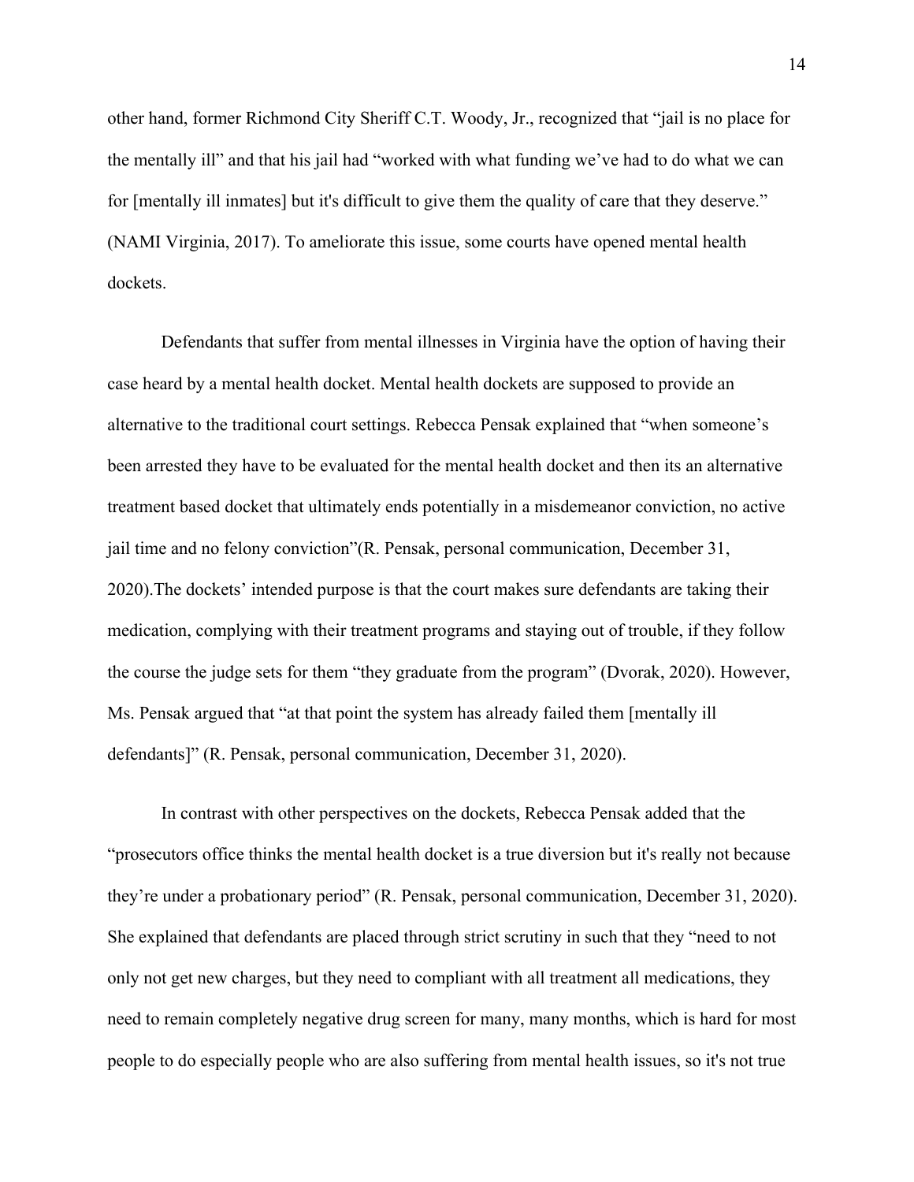other hand, former Richmond City Sheriff C.T. Woody, Jr., recognized that "jail is no place for the mentally ill" and that his jail had "worked with what funding we've had to do what we can for [mentally ill inmates] but it's difficult to give them the quality of care that they deserve." (NAMI Virginia, 2017). To ameliorate this issue, some courts have opened mental health dockets.

Defendants that suffer from mental illnesses in Virginia have the option of having their case heard by a mental health docket. Mental health dockets are supposed to provide an alternative to the traditional court settings. Rebecca Pensak explained that "when someone's been arrested they have to be evaluated for the mental health docket and then its an alternative treatment based docket that ultimately ends potentially in a misdemeanor conviction, no active jail time and no felony conviction"(R. Pensak, personal communication, December 31, 2020).The dockets' intended purpose is that the court makes sure defendants are taking their medication, complying with their treatment programs and staying out of trouble, if they follow the course the judge sets for them "they graduate from the program" (Dvorak, 2020). However, Ms. Pensak argued that "at that point the system has already failed them [mentally ill defendants]" (R. Pensak, personal communication, December 31, 2020).

In contrast with other perspectives on the dockets, Rebecca Pensak added that the "prosecutors office thinks the mental health docket is a true diversion but it's really not because they're under a probationary period" (R. Pensak, personal communication, December 31, 2020). She explained that defendants are placed through strict scrutiny in such that they "need to not only not get new charges, but they need to compliant with all treatment all medications, they need to remain completely negative drug screen for many, many months, which is hard for most people to do especially people who are also suffering from mental health issues, so it's not true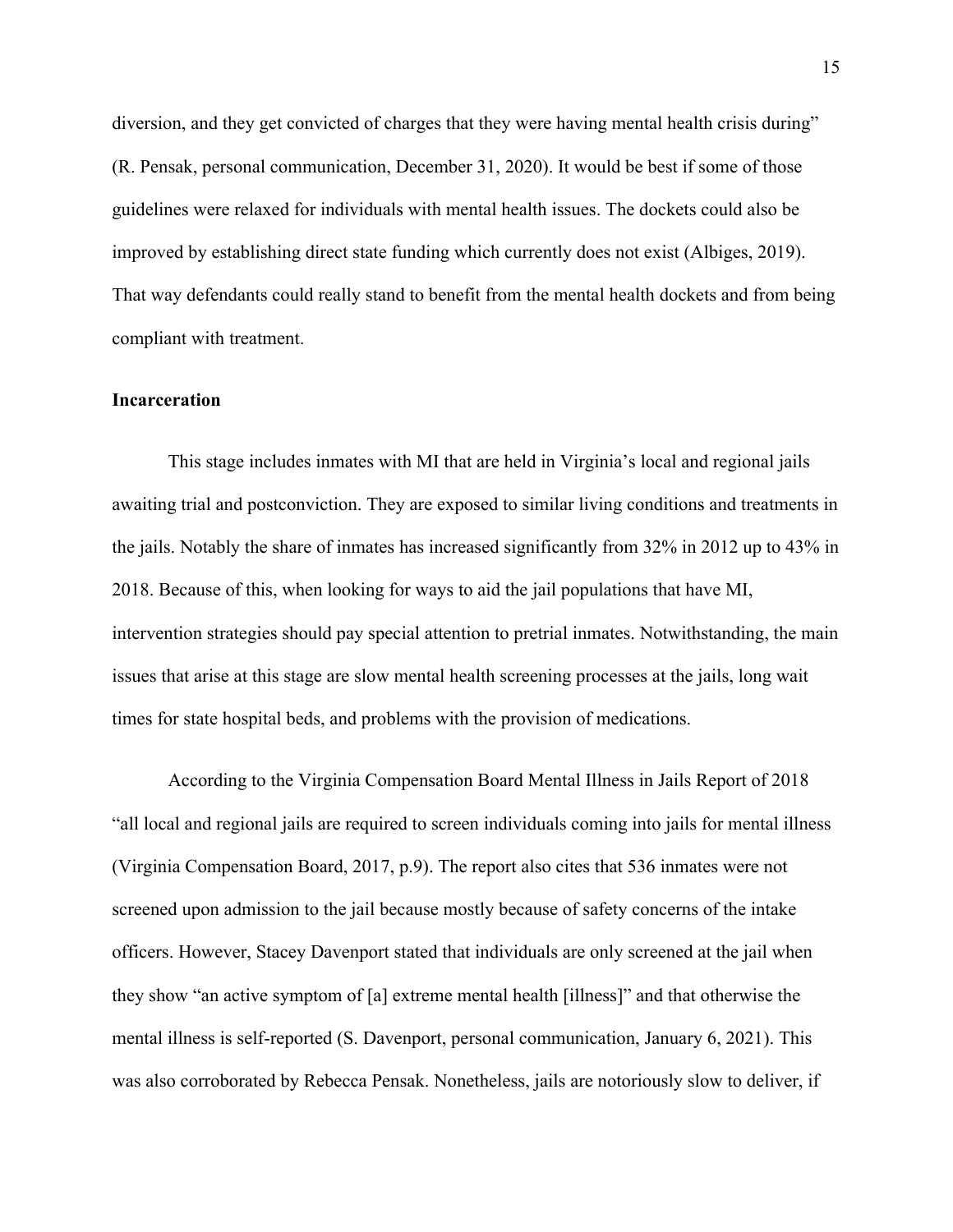diversion, and they get convicted of charges that they were having mental health crisis during" (R. Pensak, personal communication, December 31, 2020). It would be best if some of those guidelines were relaxed for individuals with mental health issues. The dockets could also be improved by establishing direct state funding which currently does not exist (Albiges, 2019). That way defendants could really stand to benefit from the mental health dockets and from being compliant with treatment.

**Incarceration**

This stage includes inmates with MI that are held in Virginia's local and regional jails awaiting trial and postconviction. They are exposed to similar living conditions and treatments in the jails. Notably the share of inmates has increased significantly from 32% in 2012 up to 43% in 2018. Because of this, when looking for ways to aid the jail populations that have MI, intervention strategies should pay special attention to pretrial inmates. Notwithstanding, the main issues that arise at this stage are slow mental health screening processes at the jails, long wait times for state hospital beds, and problems with the provision of medications.

According to the Virginia Compensation Board Mental Illness in Jails Report of 2018 "all local and regional jails are required to screen individuals coming into jails for mental illness (Virginia Compensation Board, 2017, p.9). The report also cites that 536 inmates were not screened upon admission to the jail because mostly because of safety concerns of the intake officers. However, Stacey Davenport stated that individuals are only screened at the jail when they show "an active symptom of [a] extreme mental health [illness]" and that otherwise the mental illness is self-reported (S. Davenport, personal communication, January 6, 2021). This was also corroborated by Rebecca Pensak. Nonetheless, jails are notoriously slow to deliver, if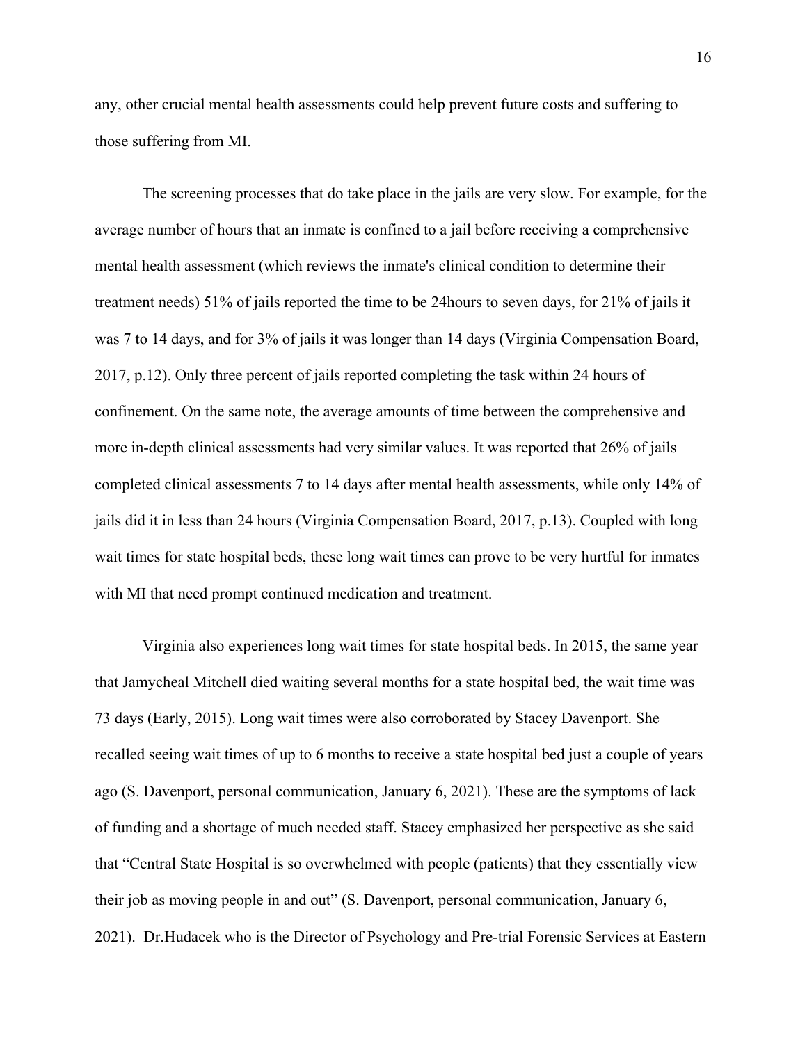any, other crucial mental health assessments could help prevent future costs and suffering to those suffering from MI.

The screening processes that do take place in the jails are very slow. For example, for the average number of hours that an inmate is confined to a jail before receiving a comprehensive mental health assessment (which reviews the inmate's clinical condition to determine their treatment needs) 51% of jails reported the time to be 24hours to seven days, for 21% of jails it was 7 to 14 days, and for 3% of jails it was longer than 14 days (Virginia Compensation Board, 2017, p.12). Only three percent of jails reported completing the task within 24 hours of confinement. On the same note, the average amounts of time between the comprehensive and more in-depth clinical assessments had very similar values. It was reported that 26% of jails completed clinical assessments 7 to 14 days after mental health assessments, while only 14% of jails did it in less than 24 hours (Virginia Compensation Board, 2017, p.13). Coupled with long wait times for state hospital beds, these long wait times can prove to be very hurtful for inmates with MI that need prompt continued medication and treatment.

Virginia also experiences long wait times for state hospital beds. In 2015, the same year that Jamycheal Mitchell died waiting several months for a state hospital bed, the wait time was 73 days (Early, 2015). Long wait times were also corroborated by Stacey Davenport. She recalled seeing wait times of up to 6 months to receive a state hospital bed just a couple of years ago (S. Davenport, personal communication, January 6, 2021). These are the symptoms of lack of funding and a shortage of much needed staff. Stacey emphasized her perspective as she said that "Central State Hospital is so overwhelmed with people (patients) that they essentially view their job as moving people in and out" (S. Davenport, personal communication, January 6, 2021). Dr.Hudacek who is the Director of Psychology and Pre-trial Forensic Services at Eastern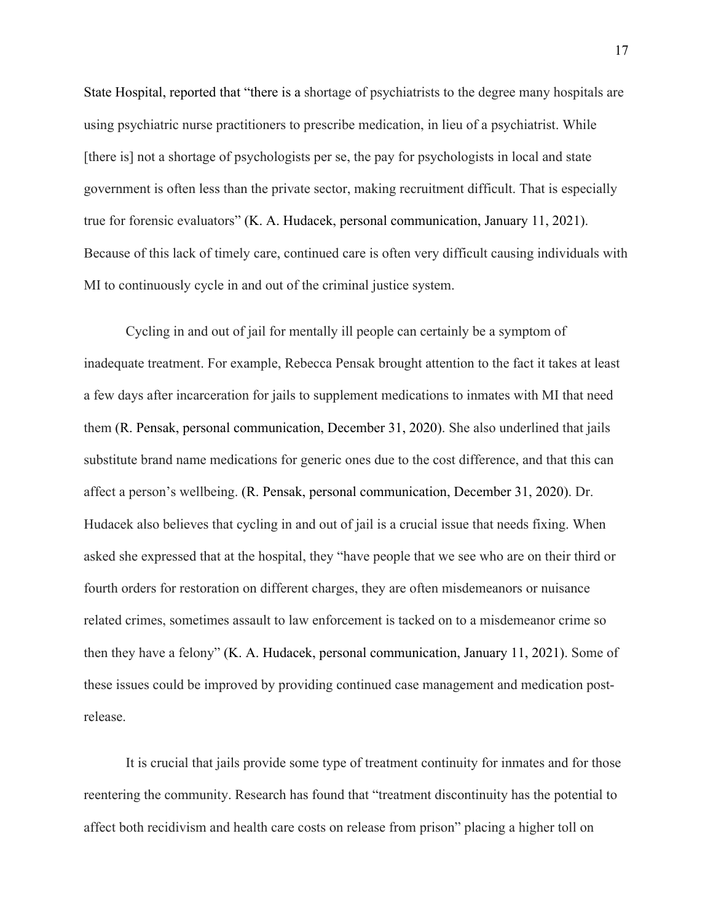State Hospital, reported that "there is a shortage of psychiatrists to the degree many hospitals are using psychiatric nurse practitioners to prescribe medication, in lieu of a psychiatrist. While [there is] not a shortage of psychologists per se, the pay for psychologists in local and state government is often less than the private sector, making recruitment difficult. That is especially true for forensic evaluators" (K. A. Hudacek, personal communication, January 11, 2021). Because of this lack of timely care, continued care is often very difficult causing individuals with MI to continuously cycle in and out of the criminal justice system.

Cycling in and out of jail for mentally ill people can certainly be a symptom of inadequate treatment. For example, Rebecca Pensak brought attention to the fact it takes at least a few days after incarceration for jails to supplement medications to inmates with MI that need them (R. Pensak, personal communication, December 31, 2020). She also underlined that jails substitute brand name medications for generic ones due to the cost difference, and that this can affect a person's wellbeing. (R. Pensak, personal communication, December 31, 2020). Dr. Hudacek also believes that cycling in and out of jail is a crucial issue that needs fixing. When asked she expressed that at the hospital, they "have people that we see who are on their third or fourth orders for restoration on different charges, they are often misdemeanors or nuisance related crimes, sometimes assault to law enforcement is tacked on to a misdemeanor crime so then they have a felony" (K. A. Hudacek, personal communication, January 11, 2021). Some of these issues could be improved by providing continued case management and medication post-release.

It is crucial that jails provide some type of treatment continuity for inmates and for those reentering the community. Research has found that "treatment discontinuity has the potential to affect both recidivism and health care costs on release from prison" placing a higher toll on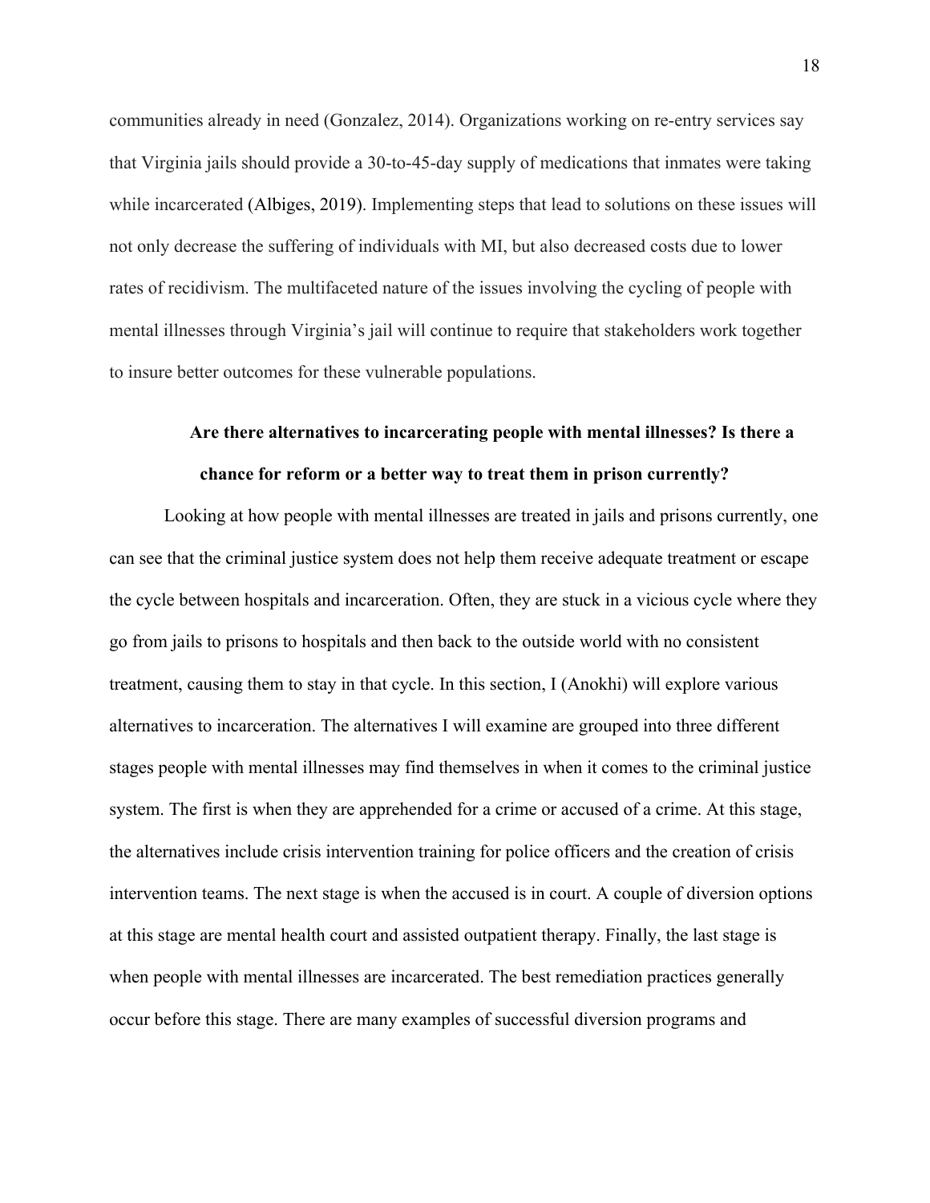communities already in need (Gonzalez, 2014). Organizations working on re-entry services say that Virginia jails should provide a 30-to-45-day supply of medications that inmates were taking while incarcerated (Albiges, 2019). Implementing steps that lead to solutions on these issues will not only decrease the suffering of individuals with MI, but also decreased costs due to lower rates of recidivism. The multifaceted nature of the issues involving the cycling of people with mental illnesses through Virginia's jail will continue to require that stakeholders work together to insure better outcomes for these vulnerable populations.

## Are there alternatives to incarcerating people with mental illnesses? Is there a chance for reform or a better way to treat them in prison currently?

Looking at how people with mental illnesses are treated in jails and prisons currently, one can see that the criminal justice system does not help them receive adequate treatment or escape the cycle between hospitals and incarceration. Often, they are stuck in a vicious cycle where they go from jails to prisons to hospitals and then back to the outside world with no consistent treatment, causing them to stay in that cycle. In this section, I (Anokhi) will explore various alternatives to incarceration. The alternatives I will examine are grouped into three different stages people with mental illnesses may find themselves in when it comes to the criminal justice system. The first is when they are apprehended for a crime or accused of a crime. At this stage, the alternatives include crisis intervention training for police officers and the creation of crisis intervention teams. The next stage is when the accused is in court. A couple of diversion options at this stage are mental health court and assisted outpatient therapy. Finally, the last stage is when people with mental illnesses are incarcerated. The best remediation practices generally occur before this stage. There are many examples of successful diversion programs and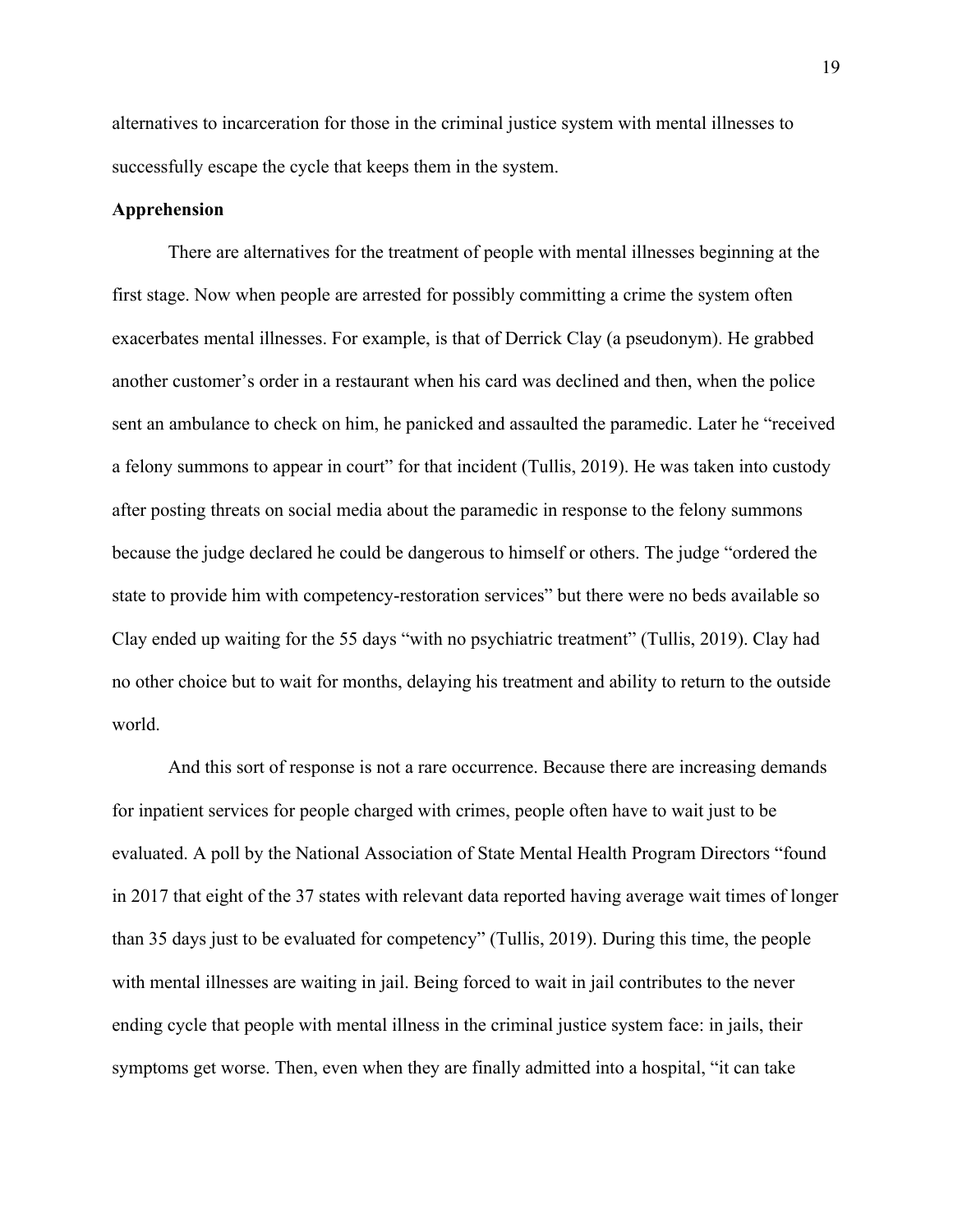alternatives to incarceration for those in the criminal justice system with mental illnesses to successfully escape the cycle that keeps them in the system.

### Apprehension

There are alternatives for the treatment of people with mental illnesses beginning at the first stage. Now when people are arrested for possibly committing a crime the system often exacerbates mental illnesses. For example, is that of Derrick Clay (a pseudonym). He grabbed another customer's order in a restaurant when his card was declined and then, when the police sent an ambulance to check on him, he panicked and assaulted the paramedic. Later he "received a felony summons to appear in court" for that incident (Tullis, 2019). He was taken into custody after posting threats on social media about the paramedic in response to the felony summons because the judge declared he could be dangerous to himself or others. The judge "ordered the state to provide him with competency-restoration services" but there were no beds available so Clay ended up waiting for the 55 days "with no psychiatric treatment" (Tullis, 2019). Clay had no other choice but to wait for months, delaying his treatment and ability to return to the outside world.

And this sort of response is not a rare occurrence. Because there are increasing demands for inpatient services for people charged with crimes, people often have to wait just to be evaluated. A poll by the National Association of State Mental Health Program Directors "found in 2017 that eight of the 37 states with relevant data reported having average wait times of longer than 35 days just to be evaluated for competency" (Tullis, 2019). During this time, the people with mental illnesses are waiting in jail. Being forced to wait in jail contributes to the never ending cycle that people with mental illness in the criminal justice system face: in jails, their symptoms get worse. Then, even when they are finally admitted into a hospital, "it can take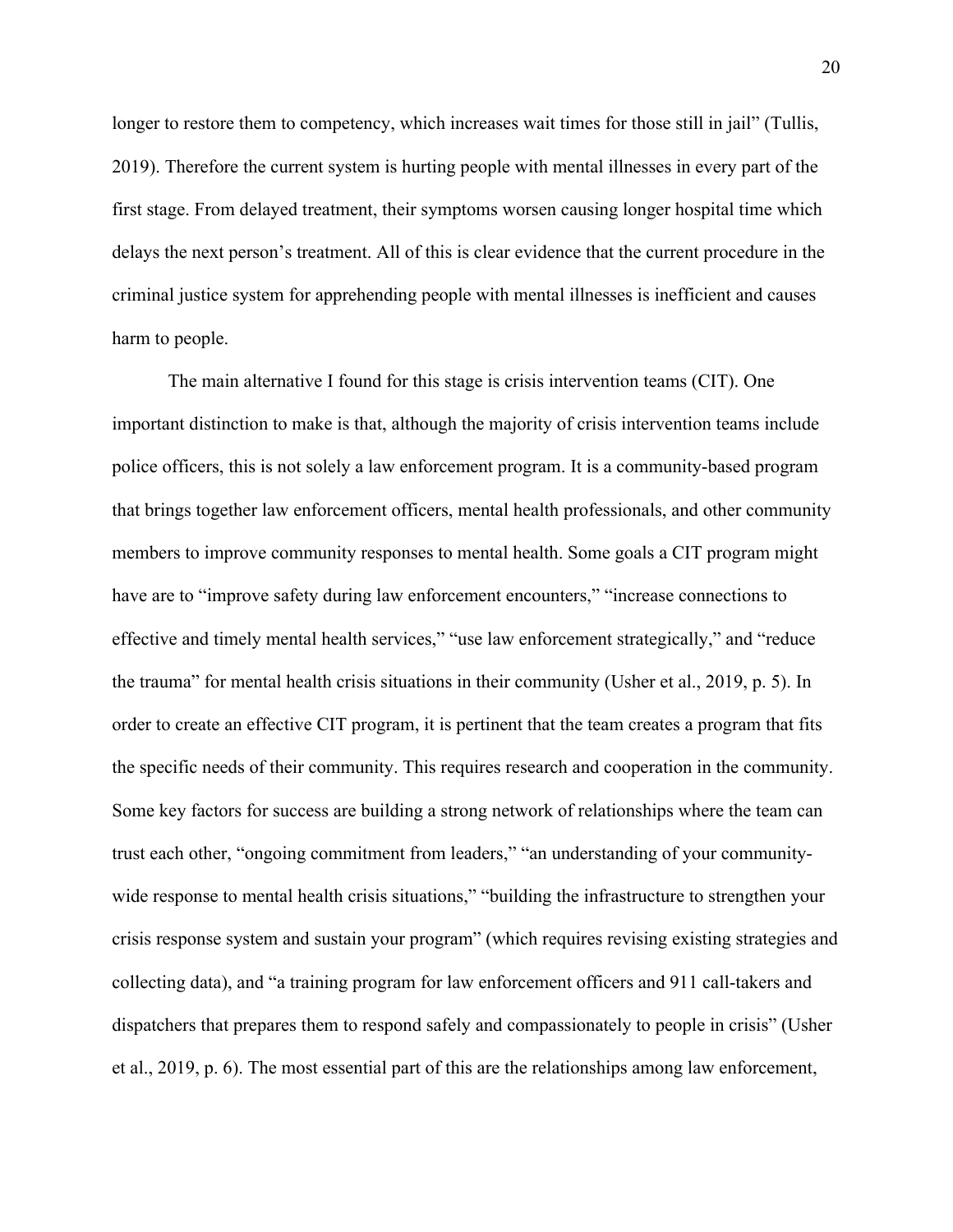longer to restore them to competency, which increases wait times for those still in jail" (Tullis, 2019). Therefore the current system is hurting people with mental illnesses in every part of the first stage. From delayed treatment, their symptoms worsen causing longer hospital time which delays the next person's treatment. All of this is clear evidence that the current procedure in the criminal justice system for apprehending people with mental illnesses is inefficient and causes harm to people.

The main alternative I found for this stage is crisis intervention teams (CIT). One important distinction to make is that, although the majority of crisis intervention teams include police officers, this is not solely a law enforcement program. It is a community-based program that brings together law enforcement officers, mental health professionals, and other community members to improve community responses to mental health. Some goals a CIT program might have are to "improve safety during law enforcement encounters," "increase connections to effective and timely mental health services," "use law enforcement strategically," and "reduce the trauma" for mental health crisis situations in their community (Usher et al., 2019, p. 5). In order to create an effective CIT program, it is pertinent that the team creates a program that fits the specific needs of their community. This requires research and cooperation in the community. Some key factors for success are building a strong network of relationships where the team can trust each other, "ongoing commitment from leaders," "an understanding of your community-wide response to mental health crisis situations," "building the infrastructure to strengthen your crisis response system and sustain your program" (which requires revising existing strategies and collecting data), and "a training program for law enforcement officers and 911 call-takers and dispatchers that prepares them to respond safely and compassionately to people in crisis" (Usher et al., 2019, p. 6). The most essential part of this are the relationships among law enforcement,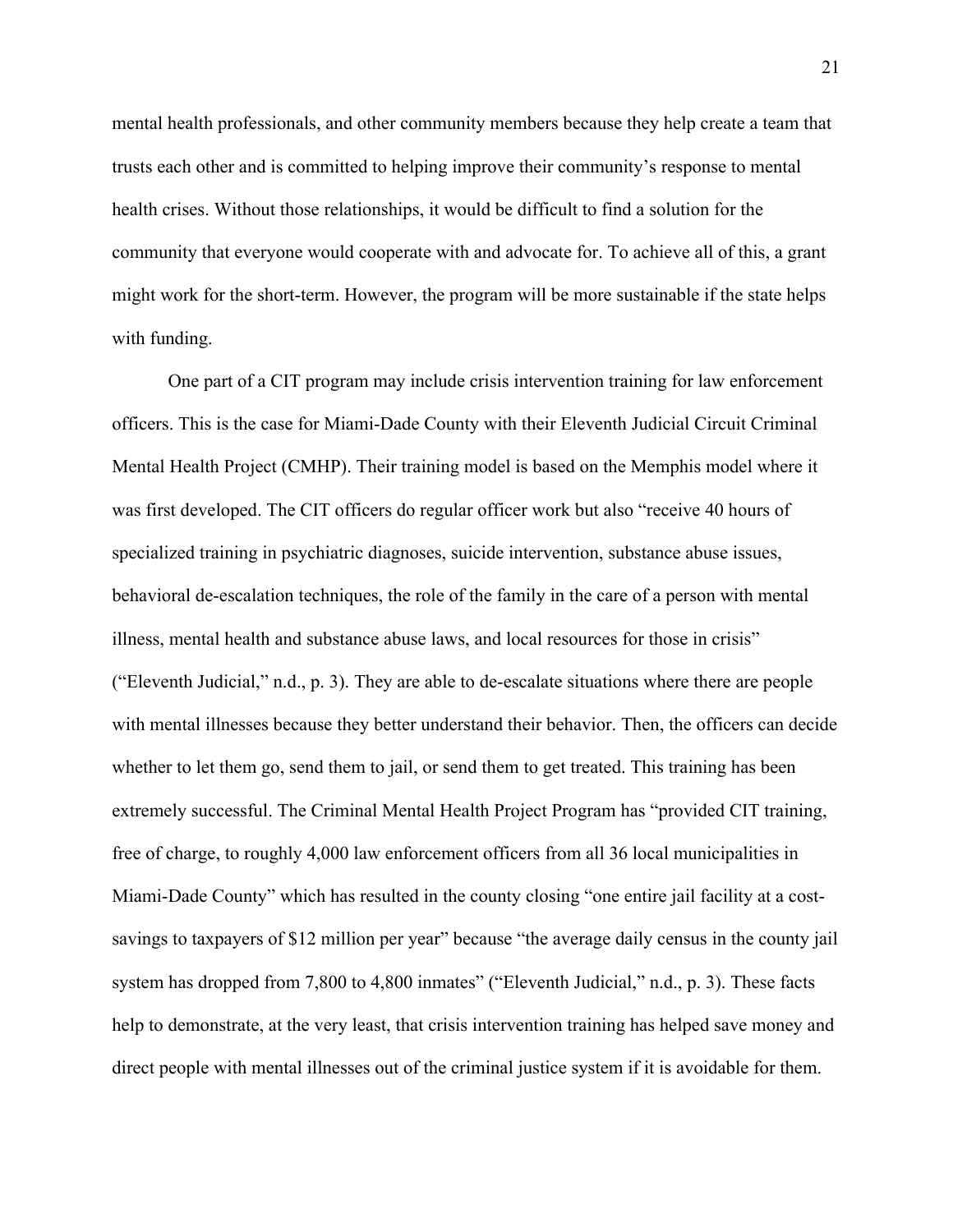mental health professionals, and other community members because they help create a team that trusts each other and is committed to helping improve their community's response to mental health crises. Without those relationships, it would be difficult to find a solution for the community that everyone would cooperate with and advocate for. To achieve all of this, a grant might work for the short-term. However, the program will be more sustainable if the state helps with funding.

One part of a CIT program may include crisis intervention training for law enforcement officers. This is the case for Miami-Dade County with their Eleventh Judicial Circuit Criminal Mental Health Project (CMHP). Their training model is based on the Memphis model where it was first developed. The CIT officers do regular officer work but also "receive 40 hours of specialized training in psychiatric diagnoses, suicide intervention, substance abuse issues, behavioral de-escalation techniques, the role of the family in the care of a person with mental illness, mental health and substance abuse laws, and local resources for those in crisis" ("Eleventh Judicial," n.d., p. 3). They are able to de-escalate situations where there are people with mental illnesses because they better understand their behavior. Then, the officers can decide whether to let them go, send them to jail, or send them to get treated. This training has been extremely successful. The Criminal Mental Health Project Program has "provided CIT training, free of charge, to roughly 4,000 law enforcement officers from all 36 local municipalities in Miami-Dade County" which has resulted in the county closing "one entire jail facility at a cost-savings to taxpayers of $12 million per year" because "the average daily census in the county jail system has dropped from 7,800 to 4,800 inmates" ("Eleventh Judicial," n.d., p. 3). These facts help to demonstrate, at the very least, that crisis intervention training has helped save money and direct people with mental illnesses out of the criminal justice system if it is avoidable for them.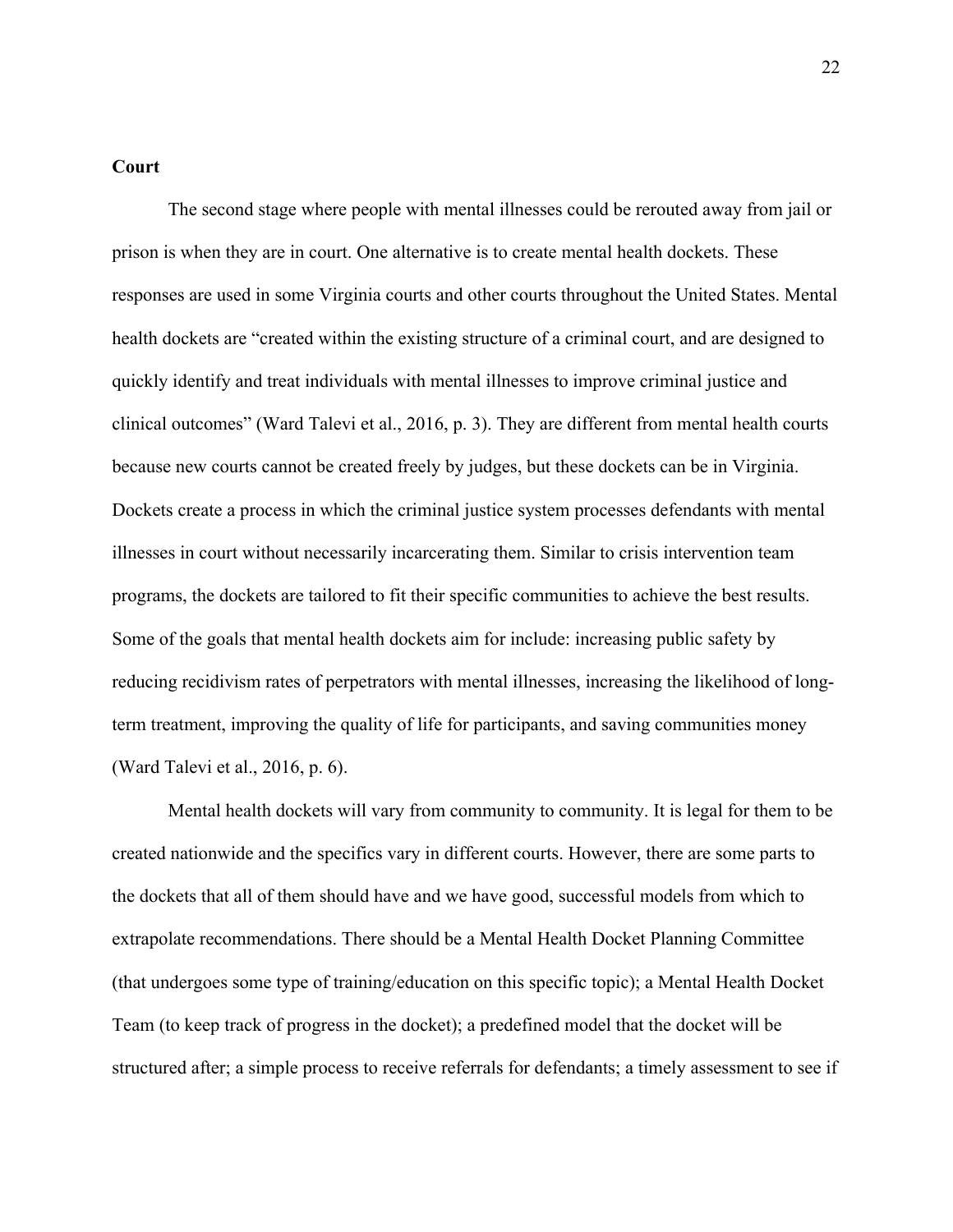**Court**

The second stage where people with mental illnesses could be rerouted away from jail or prison is when they are in court. One alternative is to create mental health dockets. These responses are used in some Virginia courts and other courts throughout the United States. Mental health dockets are "created within the existing structure of a criminal court, and are designed to quickly identify and treat individuals with mental illnesses to improve criminal justice and clinical outcomes" (Ward Talevi et al., 2016, p. 3). They are different from mental health courts because new courts cannot be created freely by judges, but these dockets can be in Virginia. Dockets create a process in which the criminal justice system processes defendants with mental illnesses in court without necessarily incarcerating them. Similar to crisis intervention team programs, the dockets are tailored to fit their specific communities to achieve the best results. Some of the goals that mental health dockets aim for include: increasing public safety by reducing recidivism rates of perpetrators with mental illnesses, increasing the likelihood of long-term treatment, improving the quality of life for participants, and saving communities money (Ward Talevi et al., 2016, p. 6).

Mental health dockets will vary from community to community. It is legal for them to be created nationwide and the specifics vary in different courts. However, there are some parts to the dockets that all of them should have and we have good, successful models from which to extrapolate recommendations. There should be a Mental Health Docket Planning Committee (that undergoes some type of training/education on this specific topic); a Mental Health Docket Team (to keep track of progress in the docket); a predefined model that the docket will be structured after; a simple process to receive referrals for defendants; a timely assessment to see if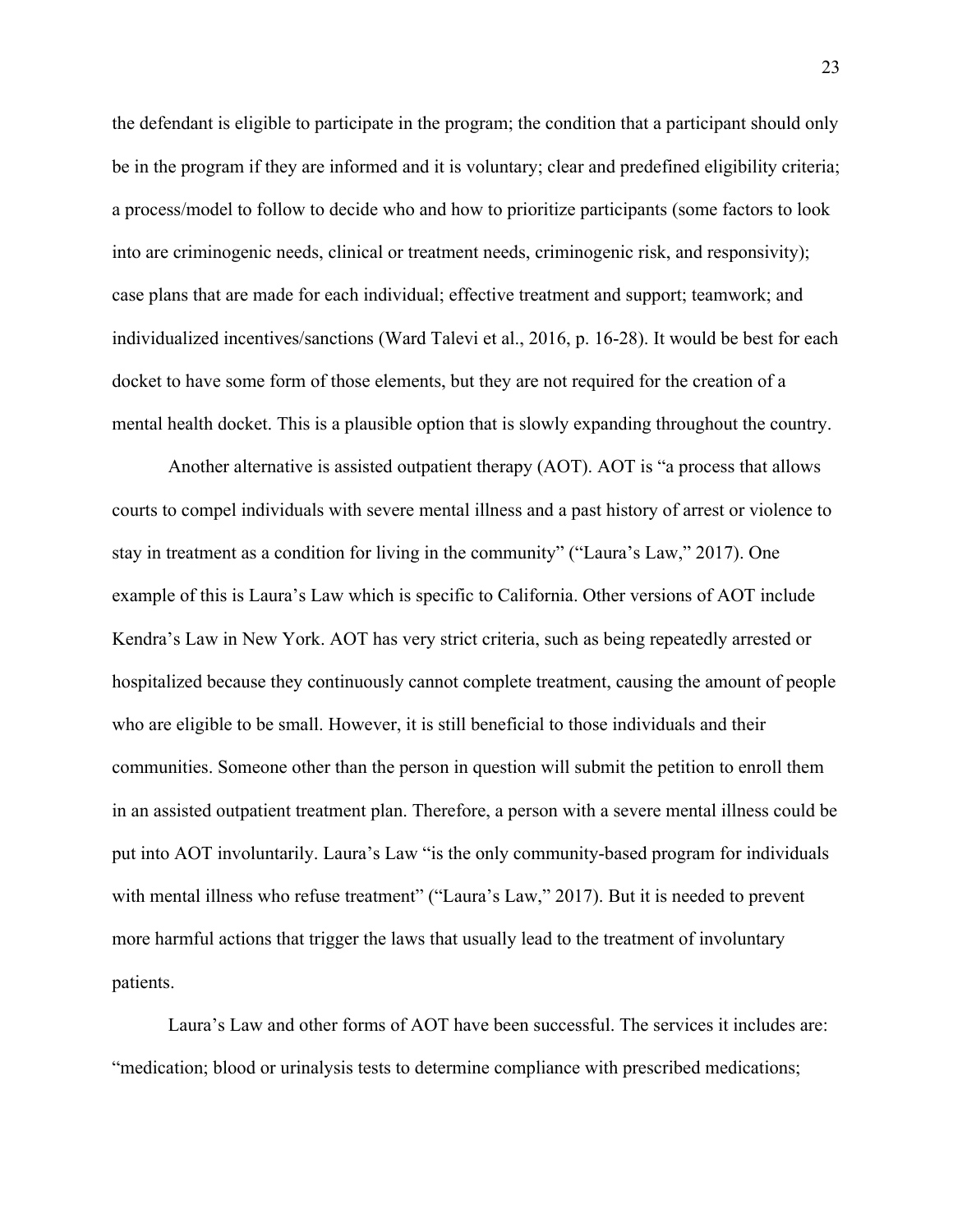the defendant is eligible to participate in the program; the condition that a participant should only be in the program if they are informed and it is voluntary; clear and predefined eligibility criteria; a process/model to follow to decide who and how to prioritize participants (some factors to look into are criminogenic needs, clinical or treatment needs, criminogenic risk, and responsivity); case plans that are made for each individual; effective treatment and support; teamwork; and individualized incentives/sanctions (Ward Talevi et al., 2016, p. 16-28). It would be best for each docket to have some form of those elements, but they are not required for the creation of a mental health docket. This is a plausible option that is slowly expanding throughout the country.

Another alternative is assisted outpatient therapy (AOT). AOT is "a process that allows courts to compel individuals with severe mental illness and a past history of arrest or violence to stay in treatment as a condition for living in the community" ("Laura's Law," 2017). One example of this is Laura's Law which is specific to California. Other versions of AOT include Kendra's Law in New York. AOT has very strict criteria, such as being repeatedly arrested or hospitalized because they continuously cannot complete treatment, causing the amount of people who are eligible to be small. However, it is still beneficial to those individuals and their communities. Someone other than the person in question will submit the petition to enroll them in an assisted outpatient treatment plan. Therefore, a person with a severe mental illness could be put into AOT involuntarily. Laura's Law "is the only community-based program for individuals with mental illness who refuse treatment" ("Laura's Law," 2017). But it is needed to prevent more harmful actions that trigger the laws that usually lead to the treatment of involuntary patients.

Laura's Law and other forms of AOT have been successful. The services it includes are: "medication; blood or urinalysis tests to determine compliance with prescribed medications;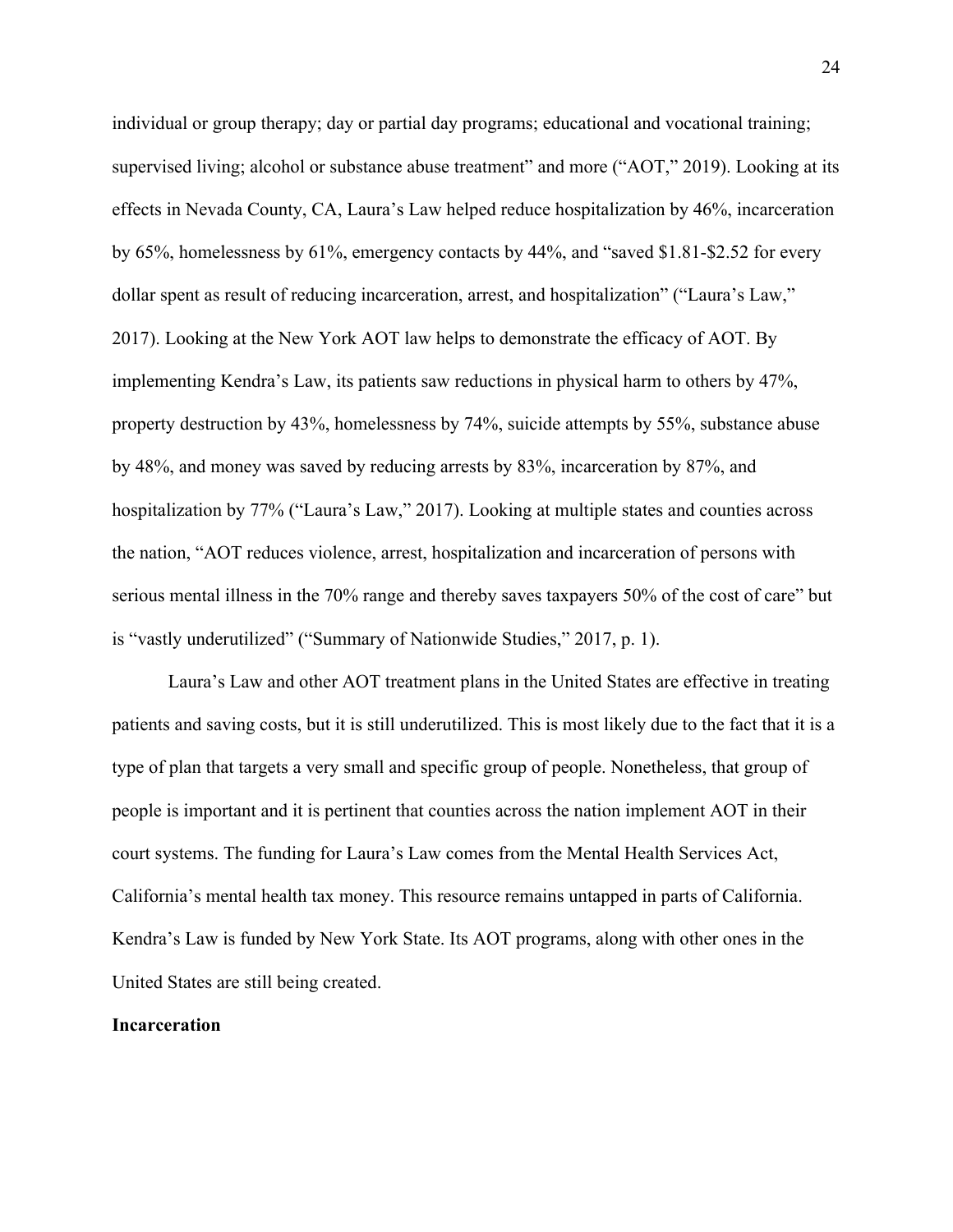individual or group therapy; day or partial day programs; educational and vocational training; supervised living; alcohol or substance abuse treatment" and more ("AOT," 2019). Looking at its effects in Nevada County, CA, Laura's Law helped reduce hospitalization by 46%, incarceration by 65%, homelessness by 61%, emergency contacts by 44%, and "saved $1.81-$2.52 for every dollar spent as result of reducing incarceration, arrest, and hospitalization" ("Laura's Law," 2017). Looking at the New York AOT law helps to demonstrate the efficacy of AOT. By implementing Kendra's Law, its patients saw reductions in physical harm to others by 47%, property destruction by 43%, homelessness by 74%, suicide attempts by 55%, substance abuse by 48%, and money was saved by reducing arrests by 83%, incarceration by 87%, and hospitalization by 77% ("Laura's Law," 2017). Looking at multiple states and counties across the nation, "AOT reduces violence, arrest, hospitalization and incarceration of persons with serious mental illness in the 70% range and thereby saves taxpayers 50% of the cost of care" but is "vastly underutilized" ("Summary of Nationwide Studies," 2017, p. 1).

Laura's Law and other AOT treatment plans in the United States are effective in treating patients and saving costs, but it is still underutilized. This is most likely due to the fact that it is a type of plan that targets a very small and specific group of people. Nonetheless, that group of people is important and it is pertinent that counties across the nation implement AOT in their court systems. The funding for Laura's Law comes from the Mental Health Services Act, California's mental health tax money. This resource remains untapped in parts of California. Kendra's Law is funded by New York State. Its AOT programs, along with other ones in the United States are still being created.

**Incarceration**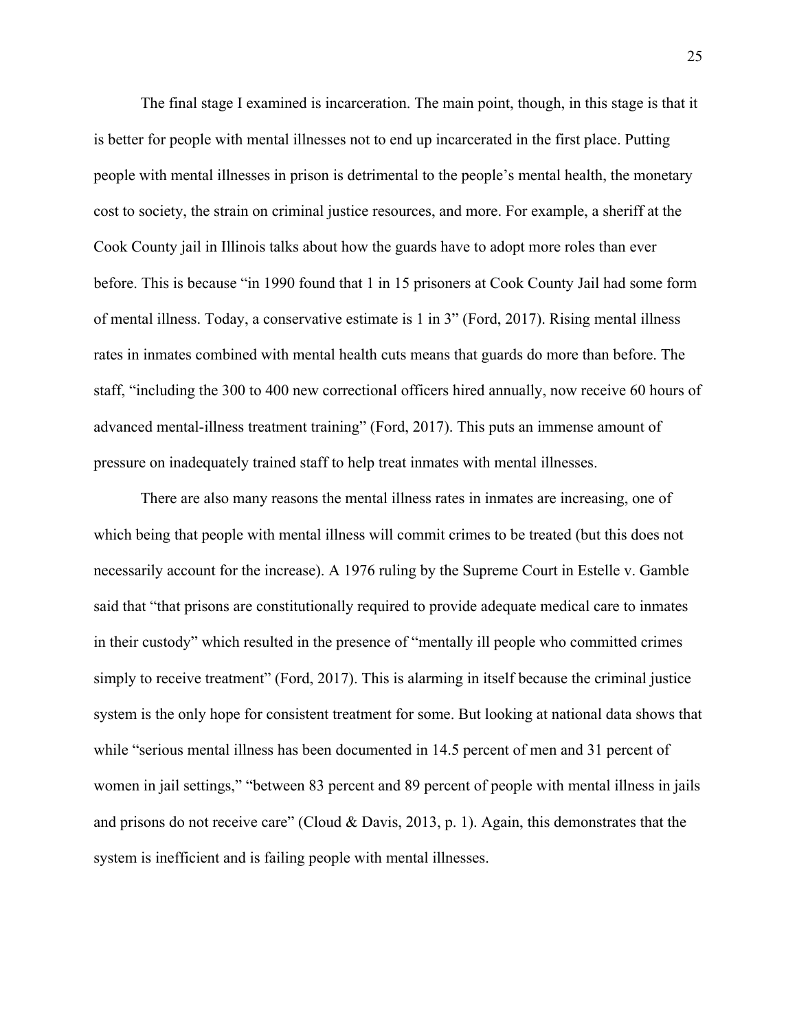The final stage I examined is incarceration. The main point, though, in this stage is that it is better for people with mental illnesses not to end up incarcerated in the first place. Putting people with mental illnesses in prison is detrimental to the people's mental health, the monetary cost to society, the strain on criminal justice resources, and more. For example, a sheriff at the Cook County jail in Illinois talks about how the guards have to adopt more roles than ever before. This is because "in 1990 found that 1 in 15 prisoners at Cook County Jail had some form of mental illness. Today, a conservative estimate is 1 in 3" (Ford, 2017). Rising mental illness rates in inmates combined with mental health cuts means that guards do more than before. The staff, "including the 300 to 400 new correctional officers hired annually, now receive 60 hours of advanced mental-illness treatment training" (Ford, 2017). This puts an immense amount of pressure on inadequately trained staff to help treat inmates with mental illnesses.

There are also many reasons the mental illness rates in inmates are increasing, one of which being that people with mental illness will commit crimes to be treated (but this does not necessarily account for the increase). A 1976 ruling by the Supreme Court in Estelle v. Gamble said that "that prisons are constitutionally required to provide adequate medical care to inmates in their custody" which resulted in the presence of "mentally ill people who committed crimes simply to receive treatment" (Ford, 2017). This is alarming in itself because the criminal justice system is the only hope for consistent treatment for some. But looking at national data shows that while "serious mental illness has been documented in 14.5 percent of men and 31 percent of women in jail settings," "between 83 percent and 89 percent of people with mental illness in jails and prisons do not receive care" (Cloud & Davis, 2013, p. 1). Again, this demonstrates that the system is inefficient and is failing people with mental illnesses.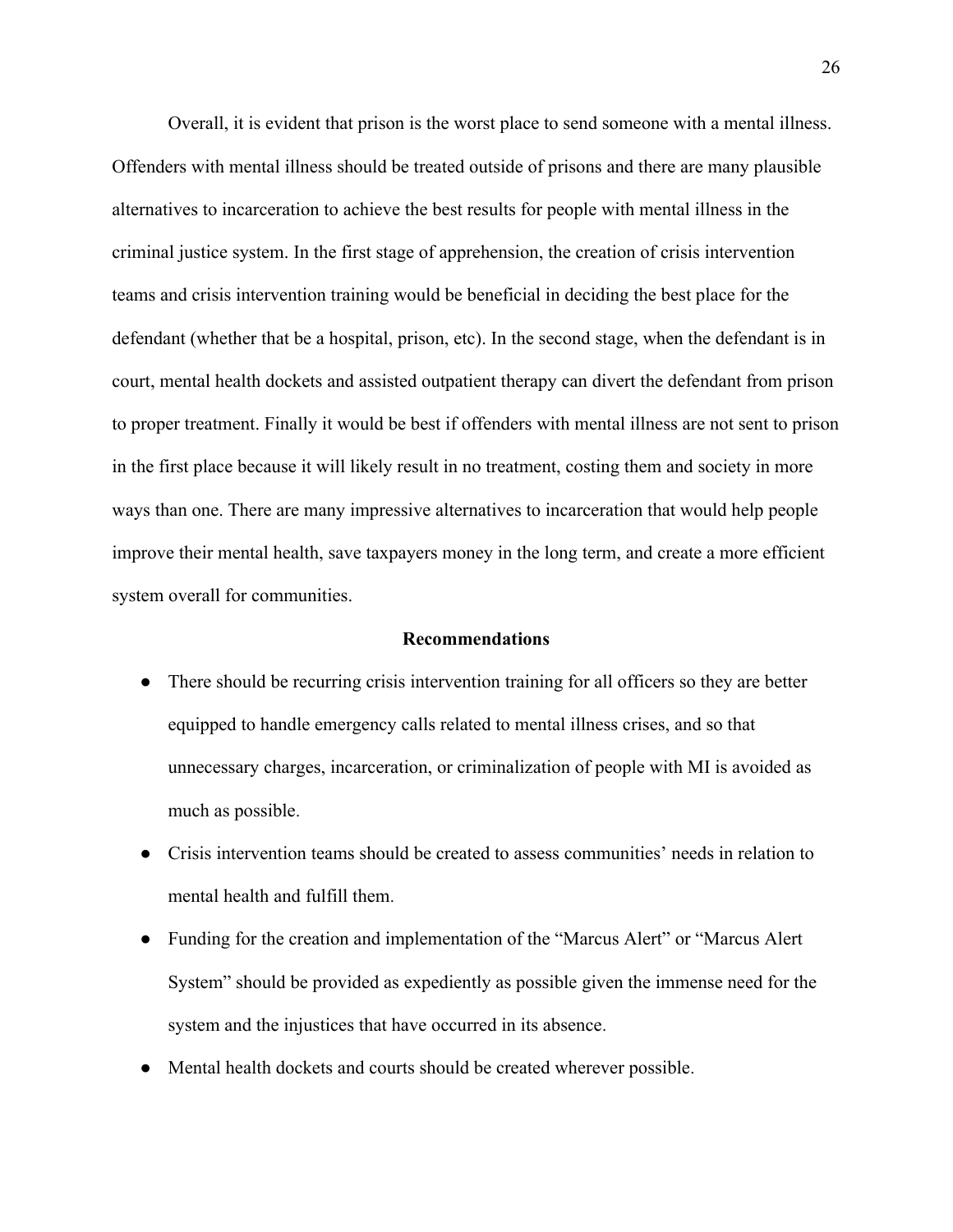Overall, it is evident that prison is the worst place to send someone with a mental illness. Offenders with mental illness should be treated outside of prisons and there are many plausible alternatives to incarceration to achieve the best results for people with mental illness in the criminal justice system. In the first stage of apprehension, the creation of crisis intervention teams and crisis intervention training would be beneficial in deciding the best place for the defendant (whether that be a hospital, prison, etc). In the second stage, when the defendant is in court, mental health dockets and assisted outpatient therapy can divert the defendant from prison to proper treatment. Finally it would be best if offenders with mental illness are not sent to prison in the first place because it will likely result in no treatment, costing them and society in more ways than one. There are many impressive alternatives to incarceration that would help people improve their mental health, save taxpayers money in the long term, and create a more efficient system overall for communities.

## Recommendations

- There should be recurring crisis intervention training for all officers so they are better equipped to handle emergency calls related to mental illness crises, and so that unnecessary charges, incarceration, or criminalization of people with MI is avoided as much as possible.
- Crisis intervention teams should be created to assess communities' needs in relation to mental health and fulfill them.
- Funding for the creation and implementation of the "Marcus Alert" or "Marcus Alert System" should be provided as expediently as possible given the immense need for the system and the injustices that have occurred in its absence.
- Mental health dockets and courts should be created wherever possible.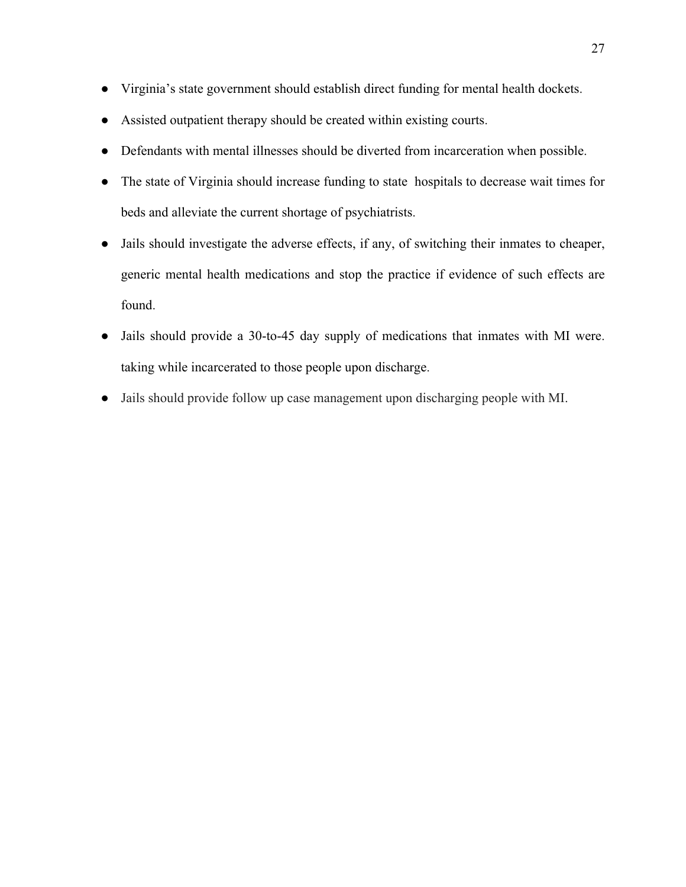- Virginia's state government should establish direct funding for mental health dockets.
- Assisted outpatient therapy should be created within existing courts.
- Defendants with mental illnesses should be diverted from incarceration when possible.
- The state of Virginia should increase funding to state hospitals to decrease wait times for beds and alleviate the current shortage of psychiatrists.
- Jails should investigate the adverse effects, if any, of switching their inmates to cheaper, generic mental health medications and stop the practice if evidence of such effects are found.
- Jails should provide a 30-to-45 day supply of medications that inmates with MI were. taking while incarcerated to those people upon discharge.
- Jails should provide follow up case management upon discharging people with MI.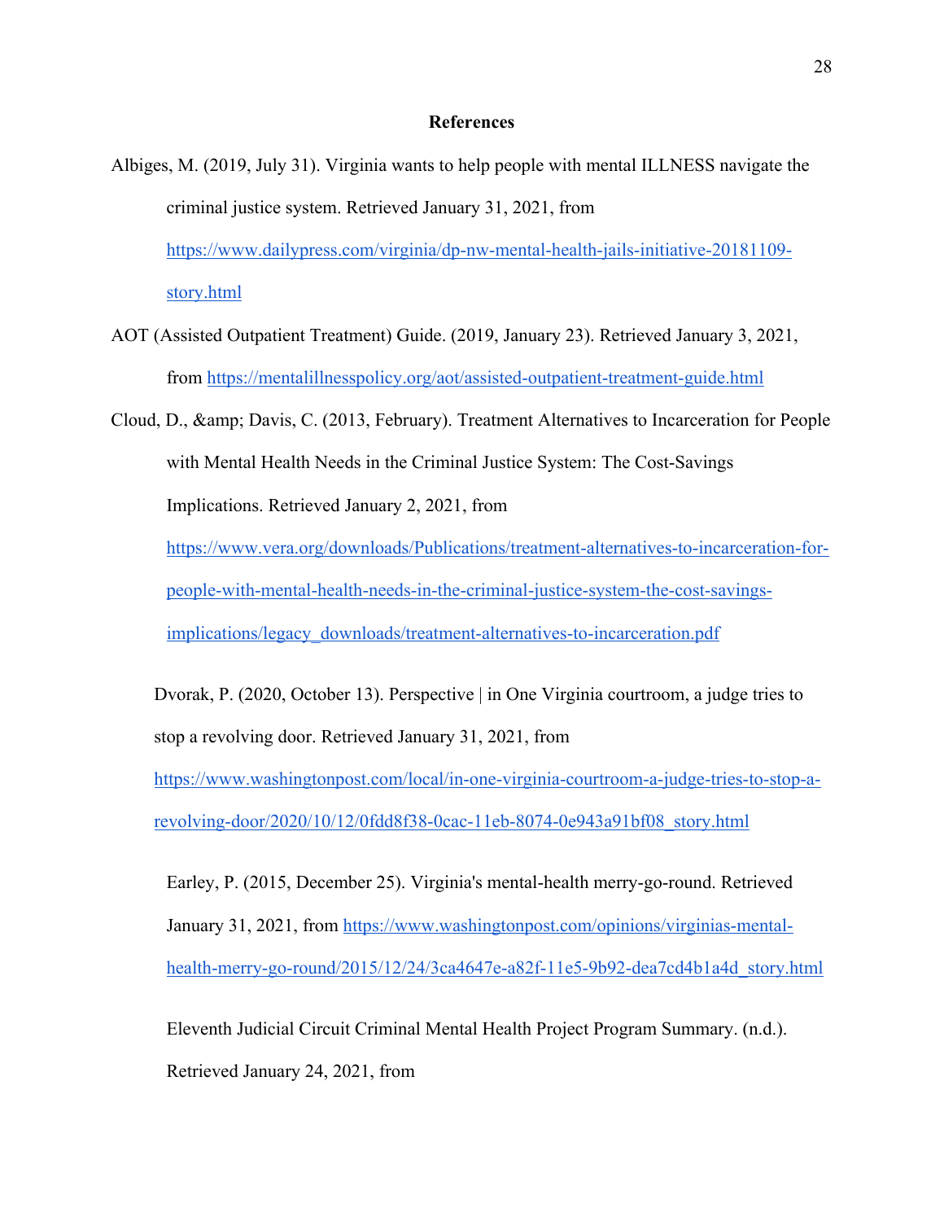# References

Albiges, M. (2019, July 31). Virginia wants to help people with mental ILLNESS navigate the criminal justice system. Retrieved January 31, 2021, from https://www.dailypress.com/virginia/dp-nw-mental-health-jails-initiative-20181109-story.html

AOT (Assisted Outpatient Treatment) Guide. (2019, January 23). Retrieved January 3, 2021, from https://mentalillnesspolicy.org/aot/assisted-outpatient-treatment-guide.html

Cloud, D., &amp; Davis, C. (2013, February). Treatment Alternatives to Incarceration for People with Mental Health Needs in the Criminal Justice System: The Cost-Savings Implications. Retrieved January 2, 2021, from https://www.vera.org/downloads/Publications/treatment-alternatives-to-incarceration-for-people-with-mental-health-needs-in-the-criminal-justice-system-the-cost-savings-implications/legacy_downloads/treatment-alternatives-to-incarceration.pdf

Dvorak, P. (2020, October 13). Perspective | in One Virginia courtroom, a judge tries to stop a revolving door. Retrieved January 31, 2021, from https://www.washingtonpost.com/local/in-one-virginia-courtroom-a-judge-tries-to-stop-a-revolving-door/2020/10/12/0fdd8f38-0cac-11eb-8074-0e943a91bf08_story.html

Earley, P. (2015, December 25). Virginia's mental-health merry-go-round. Retrieved January 31, 2021, from https://www.washingtonpost.com/opinions/virginias-mental-health-merry-go-round/2015/12/24/3ca4647e-a82f-11e5-9b92-dea7cd4b1a4d_story.html

Eleventh Judicial Circuit Criminal Mental Health Project Program Summary. (n.d.). Retrieved January 24, 2021, from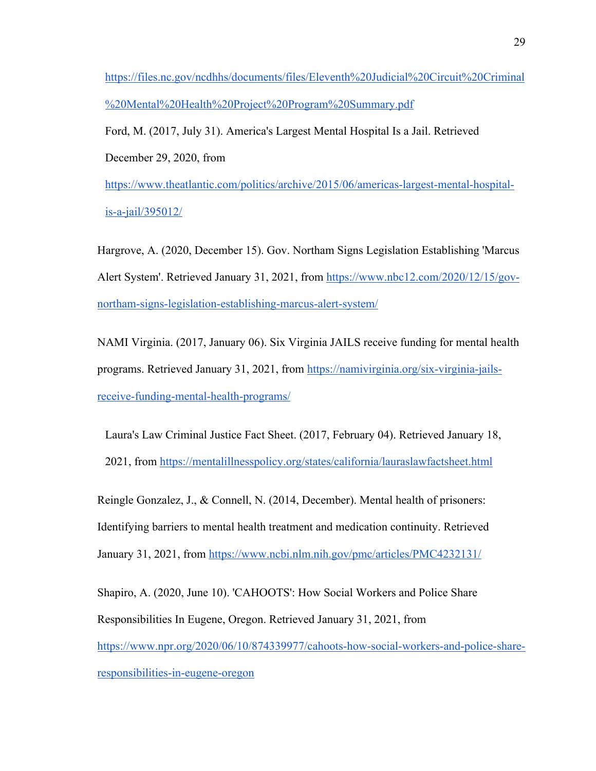https://files.nc.gov/ncdhhs/documents/files/Eleventh%20Judicial%20Circuit%20Criminal%20Mental%20Health%20Project%20Program%20Summary.pdf

Ford, M. (2017, July 31). America's Largest Mental Hospital Is a Jail. Retrieved December 29, 2020, from https://www.theatlantic.com/politics/archive/2015/06/americas-largest-mental-hospital-is-a-jail/395012/

Hargrove, A. (2020, December 15). Gov. Northam Signs Legislation Establishing 'Marcus Alert System'. Retrieved January 31, 2021, from https://www.nbc12.com/2020/12/15/gov-northam-signs-legislation-establishing-marcus-alert-system/

NAMI Virginia. (2017, January 06). Six Virginia JAILS receive funding for mental health programs. Retrieved January 31, 2021, from https://namivirginia.org/six-virginia-jails-receive-funding-mental-health-programs/

Laura's Law Criminal Justice Fact Sheet. (2017, February 04). Retrieved January 18, 2021, from https://mentalillnesspolicy.org/states/california/laurasla wfactsheet.html

Reingle Gonzalez, J., & Connell, N. (2014, December). Mental health of prisoners: Identifying barriers to mental health treatment and medication continuity. Retrieved January 31, 2021, from https://www.ncbi.nlm.nih.gov/pmc/articles/PMC4232131/

Shapiro, A. (2020, June 10). 'CAHOOTS': How Social Workers and Police Share Responsibilities In Eugene, Oregon. Retrieved January 31, 2021, from https://www.npr.org/2020/06/10/874339977/cahoots-how-social-workers-and-police-share-responsibilities-in-eugene-oregon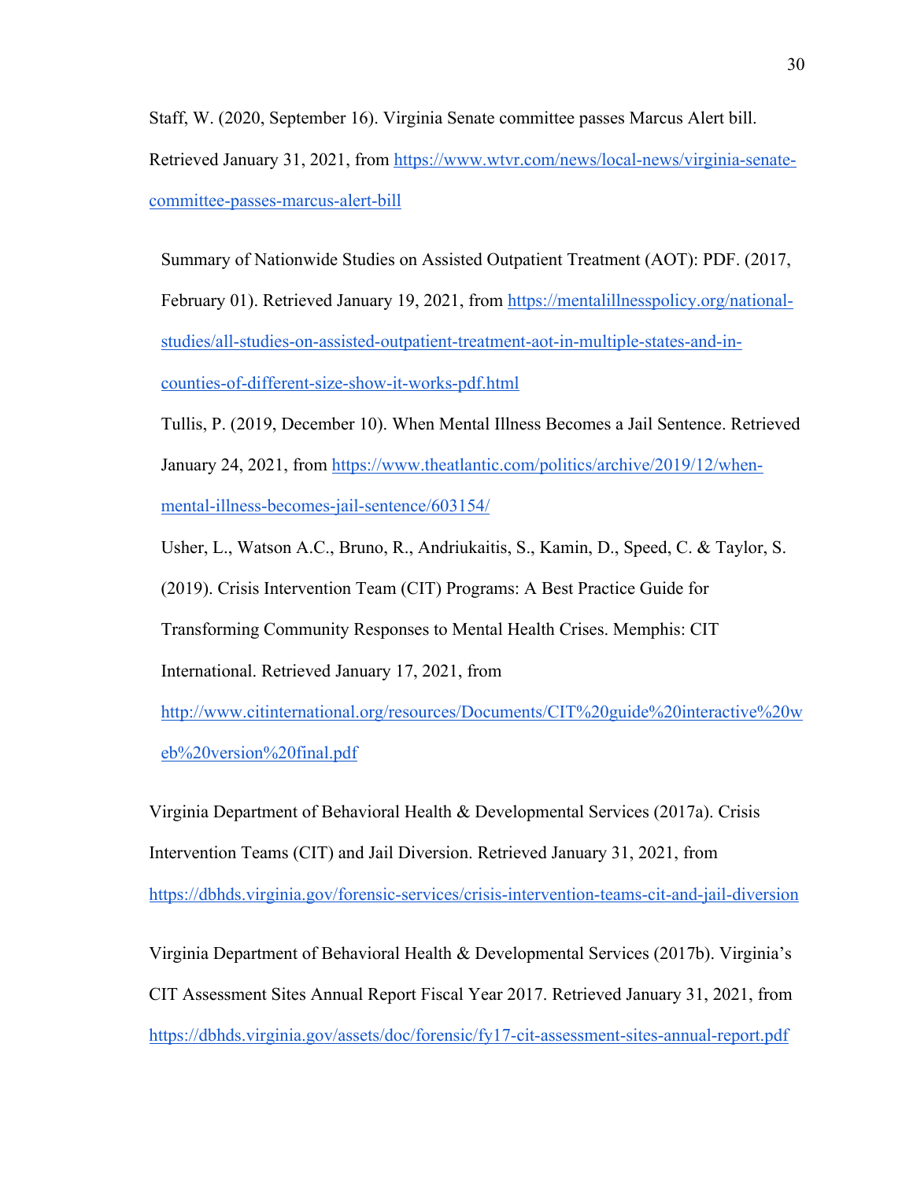Staff, W. (2020, September 16). Virginia Senate committee passes Marcus Alert bill. Retrieved January 31, 2021, from https://www.wtvr.com/news/local-news/virginia-senate-committee-passes-marcus-alert-bill

Summary of Nationwide Studies on Assisted Outpatient Treatment (AOT): PDF. (2017, February 01). Retrieved January 19, 2021, from https://mentalillnesspolicy.org/national-studies/all-studies-on-assisted-outpatient-treatment-aot-in-multiple-states-and-in-counties-of-different-size-show-it-works-pdf.html

Tullis, P. (2019, December 10). When Mental Illness Becomes a Jail Sentence. Retrieved January 24, 2021, from https://www.theatlantic.com/politics/archive/2019/12/when-mental-illness-becomes-jail-sentence/603154/

Usher, L., Watson A.C., Bruno, R., Andriukaitis, S., Kamin, D., Speed, C. & Taylor, S. (2019). Crisis Intervention Team (CIT) Programs: A Best Practice Guide for Transforming Community Responses to Mental Health Crises. Memphis: CIT International. Retrieved January 17, 2021, from http://www.citinternational.org/resources/Documents/CIT%20guide%20interactive%20web%20version%20final.pdf

Virginia Department of Behavioral Health & Developmental Services (2017a). Crisis Intervention Teams (CIT) and Jail Diversion. Retrieved January 31, 2021, from https://dbhds.virginia.gov/forensic-services/crisis-intervention-teams-cit-and-jail-diversion

Virginia Department of Behavioral Health & Developmental Services (2017b). Virginia's CIT Assessment Sites Annual Report Fiscal Year 2017. Retrieved January 31, 2021, from https://dbhds.virginia.gov/assets/doc/forensic/fy17-cit-assessment-sites-annual-report.pdf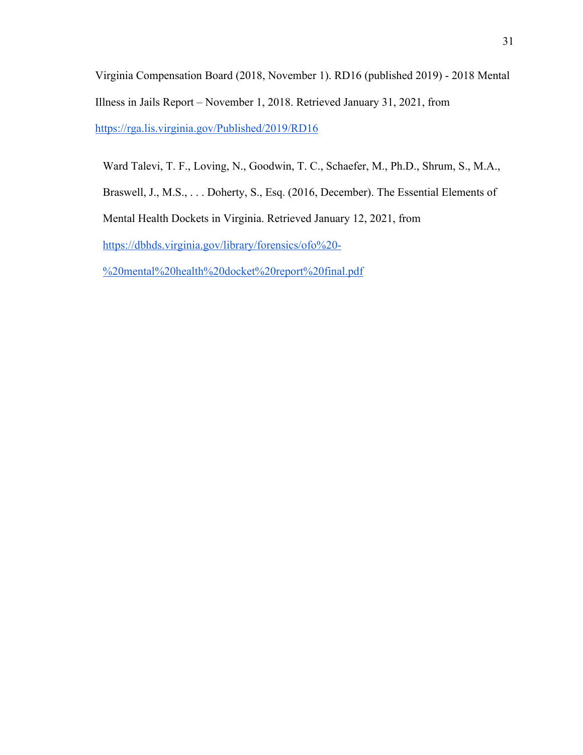Virginia Compensation Board (2018, November 1). RD16 (published 2019) - 2018 Mental Illness in Jails Report – November 1, 2018. Retrieved January 31, 2021, from https://rga.lis.virginia.gov/Published/2019/RD16

Ward Talevi, T. F., Loving, N., Goodwin, T. C., Schaefer, M., Ph.D., Shrum, S., M.A., Braswell, J., M.S., . . . Doherty, S., Esq. (2016, December). The Essential Elements of Mental Health Dockets in Virginia. Retrieved January 12, 2021, from https://dbhds.virginia.gov/library/forensics/ofo%20-%20mental%20health%20docket%20report%20final.pdf